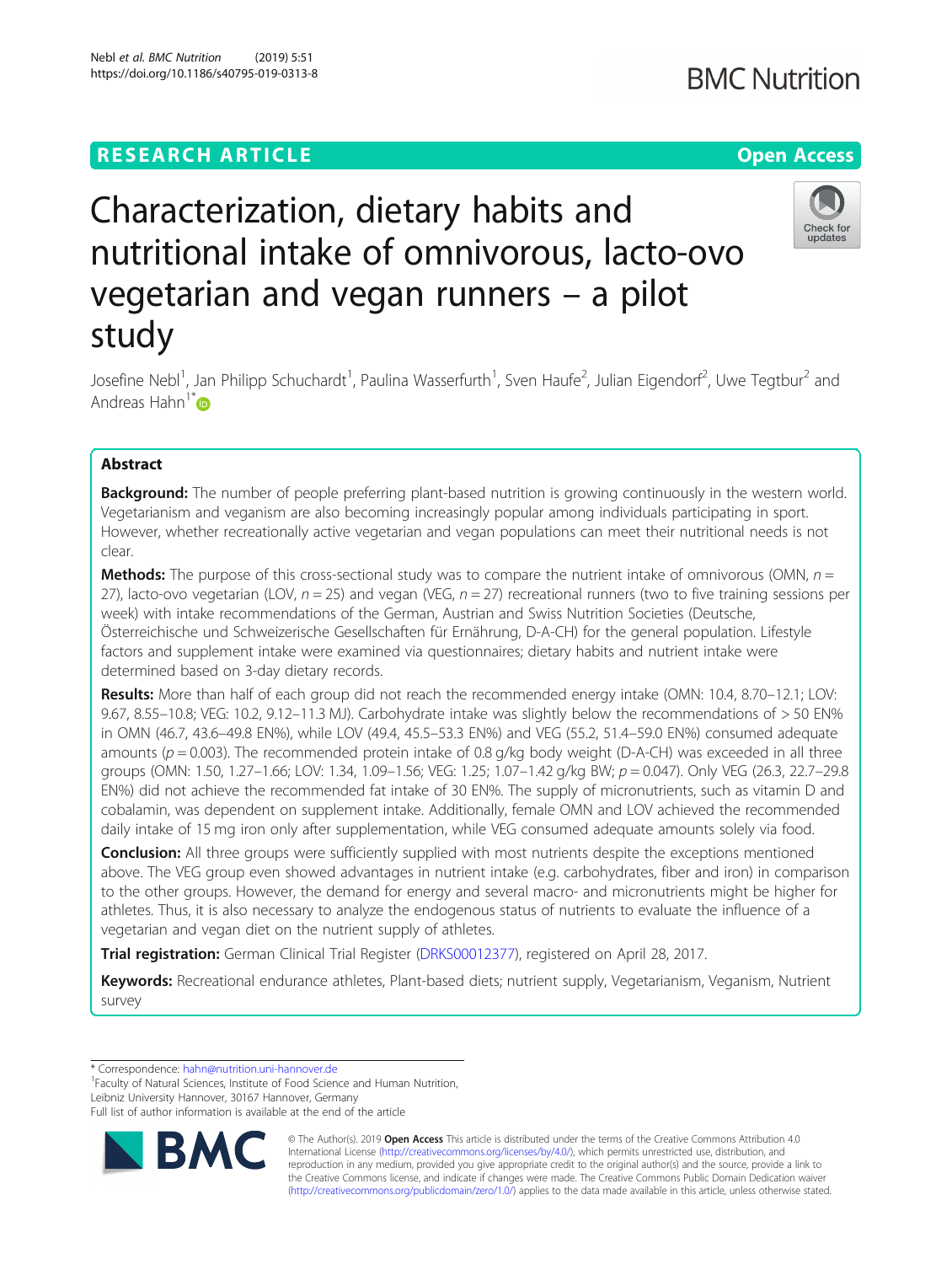RESEARCH ARTICLE

Open Access

# Characterization, dietary habits and nutritional intake of omnivorous, lacto-ovo vegetarian and vegan runners – a pilot study

Josefine Nebl[1], Jan Philipp Schuchardt[1], Paulina Wasserfurth[1], Sven Haufe[2], Julian Eigendorf[2], Uwe Tegtbur[2] and Andreas Hahn[1*]

## Abstract

**Background:** The number of people preferring plant-based nutrition is growing continuously in the western world. Vegetarianism and veganism are also becoming increasingly popular among individuals participating in sport. However, whether recreationally active vegetarian and vegan populations can meet their nutritional needs is not clear.

**Methods:** The purpose of this cross-sectional study was to compare the nutrient intake of omnivorous (OMN, *n* = 27), lacto-ovo vegetarian (LOV, *n* = 25) and vegan (VEG, *n* = 27) recreational runners (two to five training sessions per week) with intake recommendations of the German, Austrian and Swiss Nutrition Societies (Deutsche, Österreichische und Schweizerische Gesellschaften für Ernährung, D-A-CH) for the general population. Lifestyle factors and supplement intake were examined via questionnaires; dietary habits and nutrient intake were determined based on 3-day dietary records.

**Results:** More than half of each group did not reach the recommended energy intake (OMN: 10.4, 8.70–12.1; LOV: 9.67, 8.55–10.8; VEG: 10.2, 9.12–11.3 MJ). Carbohydrate intake was slightly below the recommendations of > 50 EN% in OMN (46.7, 43.6–49.8 EN%), while LOV (49.4, 45.5–53.3 EN%) and VEG (55.2, 51.4–59.0 EN%) consumed adequate amounts ($p = 0.003$). The recommended protein intake of 0.8 g/kg body weight (D-A-CH) was exceeded in all three groups (OMN: 1.50, 1.27–1.66; LOV: 1.34, 1.09–1.56; VEG: 1.25; 1.07–1.42 g/kg BW; $p = 0.047$). Only VEG (26.3, 22.7–29.8 EN%) did not achieve the recommended fat intake of 30 EN%. The supply of micronutrients, such as vitamin D and cobalamin, was dependent on supplement intake. Additionally, female OMN and LOV achieved the recommended daily intake of 15 mg iron only after supplementation, while VEG consumed adequate amounts solely via food.

**Conclusion:** All three groups were sufficiently supplied with most nutrients despite the exceptions mentioned above. The VEG group even showed advantages in nutrient intake (e.g. carbohydrates, fiber and iron) in comparison to the other groups. However, the demand for energy and several macro- and micronutrients might be higher for athletes. Thus, it is also necessary to analyze the endogenous status of nutrients to evaluate the influence of a vegetarian and vegan diet on the nutrient supply of athletes.

**Trial registration:** German Clinical Trial Register (DRKS00012377), registered on April 28, 2017.

**Keywords:** Recreational endurance athletes, Plant-based diets; nutrient supply, Vegetarianism, Veganism, Nutrient survey

* Correspondence: hahn@nutrition.uni-hannover.de
[1]Faculty of Natural Sciences, Institute of Food Science and Human Nutrition, Leibniz University Hannover, 30167 Hannover, Germany
Full list of author information is available at the end of the article

© The Author(s). 2019 **Open Access** This article is distributed under the terms of the Creative Commons Attribution 4.0 International License (http://creativecommons.org/licenses/by/4.0/), which permits unrestricted use, distribution, and reproduction in any medium, provided you give appropriate credit to the original author(s) and the source, provide a link to the Creative Commons license, and indicate if changes were made. The Creative Commons Public Domain Dedication waiver (http://creativecommons.org/publicdomain/zero/1.0/) applies to the data made available in this article, unless otherwise stated.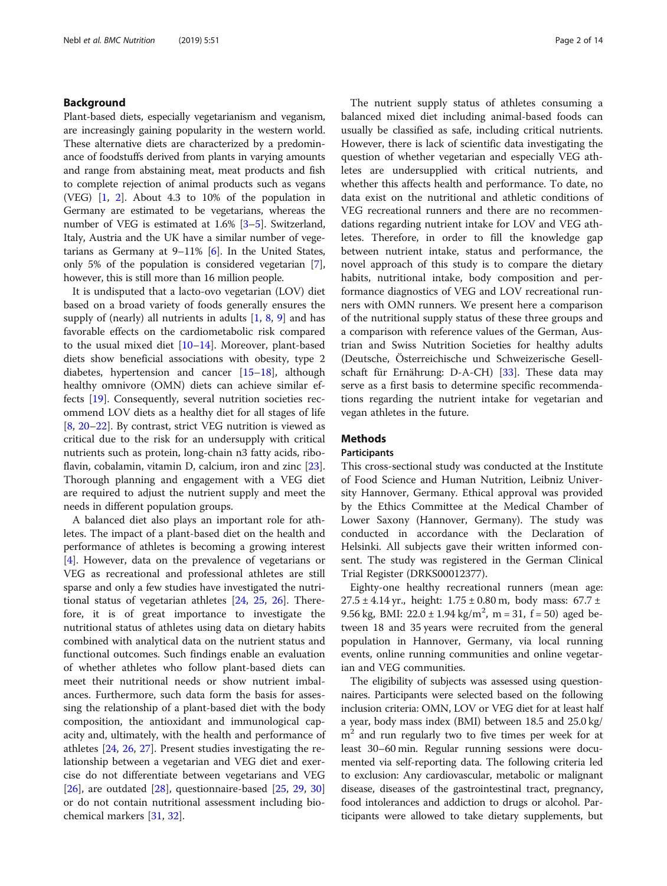## Background

Plant-based diets, especially vegetarianism and veganism, are increasingly gaining popularity in the western world. These alternative diets are characterized by a predominance of foodstuffs derived from plants in varying amounts and range from abstaining meat, meat products and fish to complete rejection of animal products such as vegans (VEG) [1, 2]. About 4.3 to 10% of the population in Germany are estimated to be vegetarians, whereas the number of VEG is estimated at 1.6% [3–5]. Switzerland, Italy, Austria and the UK have a similar number of vegetarians as Germany at 9–11% [6]. In the United States, only 5% of the population is considered vegetarian [7], however, this is still more than 16 million people.

It is undisputed that a lacto-ovo vegetarian (LOV) diet based on a broad variety of foods generally ensures the supply of (nearly) all nutrients in adults [1, 8, 9] and has favorable effects on the cardiometabolic risk compared to the usual mixed diet [10–14]. Moreover, plant-based diets show beneficial associations with obesity, type 2 diabetes, hypertension and cancer [15–18], although healthy omnivore (OMN) diets can achieve similar effects [19]. Consequently, several nutrition societies recommend LOV diets as a healthy diet for all stages of life [8, 20–22]. By contrast, strict VEG nutrition is viewed as critical due to the risk for an undersupply with critical nutrients such as protein, long-chain n3 fatty acids, riboflavin, cobalamin, vitamin D, calcium, iron and zinc [23]. Thorough planning and engagement with a VEG diet are required to adjust the nutrient supply and meet the needs in different population groups.

A balanced diet also plays an important role for athletes. The impact of a plant-based diet on the health and performance of athletes is becoming a growing interest [4]. However, data on the prevalence of vegetarians or VEG as recreational and professional athletes are still sparse and only a few studies have investigated the nutritional status of vegetarian athletes [24, 25, 26]. Therefore, it is of great importance to investigate the nutritional status of athletes using data on dietary habits combined with analytical data on the nutrient status and functional outcomes. Such findings enable an evaluation of whether athletes who follow plant-based diets can meet their nutritional needs or show nutrient imbalances. Furthermore, such data form the basis for assessing the relationship of a plant-based diet with the body composition, the antioxidant and immunological capacity and, ultimately, with the health and performance of athletes [24, 26, 27]. Present studies investigating the relationship between a vegetarian and VEG diet and exercise do not differentiate between vegetarians and VEG [26], are outdated [28], questionnaire-based [25, 29, 30] or do not contain nutritional assessment including biochemical markers [31, 32].

The nutrient supply status of athletes consuming a balanced mixed diet including animal-based foods can usually be classified as safe, including critical nutrients. However, there is lack of scientific data investigating the question of whether vegetarian and especially VEG athletes are undersupplied with critical nutrients, and whether this affects health and performance. To date, no data exist on the nutritional and athletic conditions of VEG recreational runners and there are no recommendations regarding nutrient intake for LOV and VEG athletes. Therefore, in order to fill the knowledge gap between nutrient intake, status and performance, the novel approach of this study is to compare the dietary habits, nutritional intake, body composition and performance diagnostics of VEG and LOV recreational runners with OMN runners. We present here a comparison of the nutritional supply status of these three groups and a comparison with reference values of the German, Austrian and Swiss Nutrition Societies for healthy adults (Deutsche, Österreichische und Schweizerische Gesellschaft für Ernährung: D-A-CH) [33]. These data may serve as a first basis to determine specific recommendations regarding the nutrient intake for vegetarian and vegan athletes in the future.

## Methods

### Participants

This cross-sectional study was conducted at the Institute of Food Science and Human Nutrition, Leibniz University Hannover, Germany. Ethical approval was provided by the Ethics Committee at the Medical Chamber of Lower Saxony (Hannover, Germany). The study was conducted in accordance with the Declaration of Helsinki. All subjects gave their written informed consent. The study was registered in the German Clinical Trial Register (DRKS00012377).

Eighty-one healthy recreational runners (mean age: 27.5 ± 4.14 yr., height: 1.75 ± 0.80 m, body mass: 67.7 ± 9.56 kg, BMI: 22.0 ± 1.94 kg/m$^2$, m = 31, f = 50) aged between 18 and 35 years were recruited from the general population in Hannover, Germany, via local running events, online running communities and online vegetarian and VEG communities.

The eligibility of subjects was assessed using questionnaires. Participants were selected based on the following inclusion criteria: OMN, LOV or VEG diet for at least half a year, body mass index (BMI) between 18.5 and 25.0 kg/m$^2$ and run regularly two to five times per week for at least 30–60 min. Regular running sessions were documented via self-reporting data. The following criteria led to exclusion: Any cardiovascular, metabolic or malignant disease, diseases of the gastrointestinal tract, pregnancy, food intolerances and addiction to drugs or alcohol. Participants were allowed to take dietary supplements, but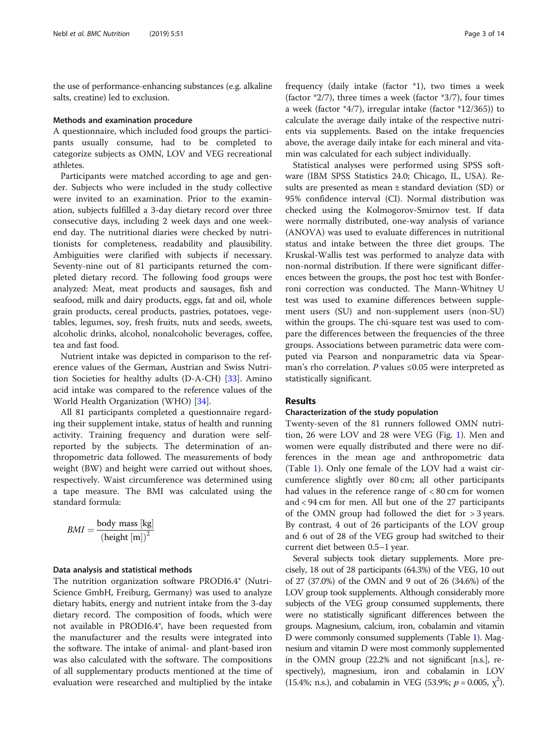the use of performance-enhancing substances (e.g. alkaline salts, creatine) led to exclusion.

### Methods and examination procedure

A questionnaire, which included food groups the participants usually consume, had to be completed to categorize subjects as OMN, LOV and VEG recreational athletes.

Participants were matched according to age and gender. Subjects who were included in the study collective were invited to an examination. Prior to the examination, subjects fulfilled a 3-day dietary record over three consecutive days, including 2 week days and one weekend day. The nutritional diaries were checked by nutritionists for completeness, readability and plausibility. Ambiguities were clarified with subjects if necessary. Seventy-nine out of 81 participants returned the completed dietary record. The following food groups were analyzed: Meat, meat products and sausages, fish and seafood, milk and dairy products, eggs, fat and oil, whole grain products, cereal products, pastries, potatoes, vegetables, legumes, soy, fresh fruits, nuts and seeds, sweets, alcoholic drinks, alcohol, nonalcoholic beverages, coffee, tea and fast food.

Nutrient intake was depicted in comparison to the reference values of the German, Austrian and Swiss Nutrition Societies for healthy adults (D-A-CH) [33]. Amino acid intake was compared to the reference values of the World Health Organization (WHO) [34].

All 81 participants completed a questionnaire regarding their supplement intake, status of health and running activity. Training frequency and duration were self-reported by the subjects. The determination of anthropometric data followed. The measurements of body weight (BW) and height were carried out without shoes, respectively. Waist circumference was determined using a tape measure. The BMI was calculated using the standard formula:

$$BMI = \frac{\text{body mass [kg]}}{(\text{height [m]})^2}$$

### Data analysis and statistical methods

The nutrition organization software PRODI6.4® (Nutri-Science GmbH, Freiburg, Germany) was used to analyze dietary habits, energy and nutrient intake from the 3-day dietary record. The composition of foods, which were not available in PRODI6.4®, have been requested from the manufacturer and the results were integrated into the software. The intake of animal- and plant-based iron was also calculated with the software. The compositions of all supplementary products mentioned at the time of evaluation were researched and multiplied by the intake frequency (daily intake (factor *1), two times a week (factor *2/7), three times a week (factor *3/7), four times a week (factor *4/7), irregular intake (factor *12/365)) to calculate the average daily intake of the respective nutrients via supplements. Based on the intake frequencies above, the average daily intake for each mineral and vitamin was calculated for each subject individually.

Statistical analyses were performed using SPSS software (IBM SPSS Statistics 24.0; Chicago, IL, USA). Results are presented as mean ± standard deviation (SD) or 95% confidence interval (CI). Normal distribution was checked using the Kolmogorov-Smirnov test. If data were normally distributed, one-way analysis of variance (ANOVA) was used to evaluate differences in nutritional status and intake between the three diet groups. The Kruskal-Wallis test was performed to analyze data with non-normal distribution. If there were significant differences between the groups, the post hoc test with Bonferroni correction was conducted. The Mann-Whitney U test was used to examine differences between supplement users (SU) and non-supplement users (non-SU) within the groups. The chi-square test was used to compare the differences between the frequencies of the three groups. Associations between parametric data were computed via Pearson and nonparametric data via Spearman's rho correlation. *P* values ≤0.05 were interpreted as statistically significant.

## Results

### Characterization of the study population

Twenty-seven of the 81 runners followed OMN nutrition, 26 were LOV and 28 were VEG (Fig. 1). Men and women were equally distributed and there were no differences in the mean age and anthropometric data (Table 1). Only one female of the LOV had a waist circumference slightly over 80 cm; all other participants had values in the reference range of < 80 cm for women and < 94 cm for men. All but one of the 27 participants of the OMN group had followed the diet for > 3 years. By contrast, 4 out of 26 participants of the LOV group and 6 out of 28 of the VEG group had switched to their current diet between 0.5–1 year.

Several subjects took dietary supplements. More precisely, 18 out of 28 participants (64.3%) of the VEG, 10 out of 27 (37.0%) of the OMN and 9 out of 26 (34.6%) of the LOV group took supplements. Although considerably more subjects of the VEG group consumed supplements, there were no statistically significant differences between the groups. Magnesium, calcium, iron, cobalamin and vitamin D were commonly consumed supplements (Table 1). Magnesium and vitamin D were most commonly supplemented in the OMN group (22.2% and not significant [n.s.], respectively), magnesium, iron and cobalamin in LOV (15.4%; n.s.), and cobalamin in VEG (53.9%; $p = 0.005$, $\chi^2$).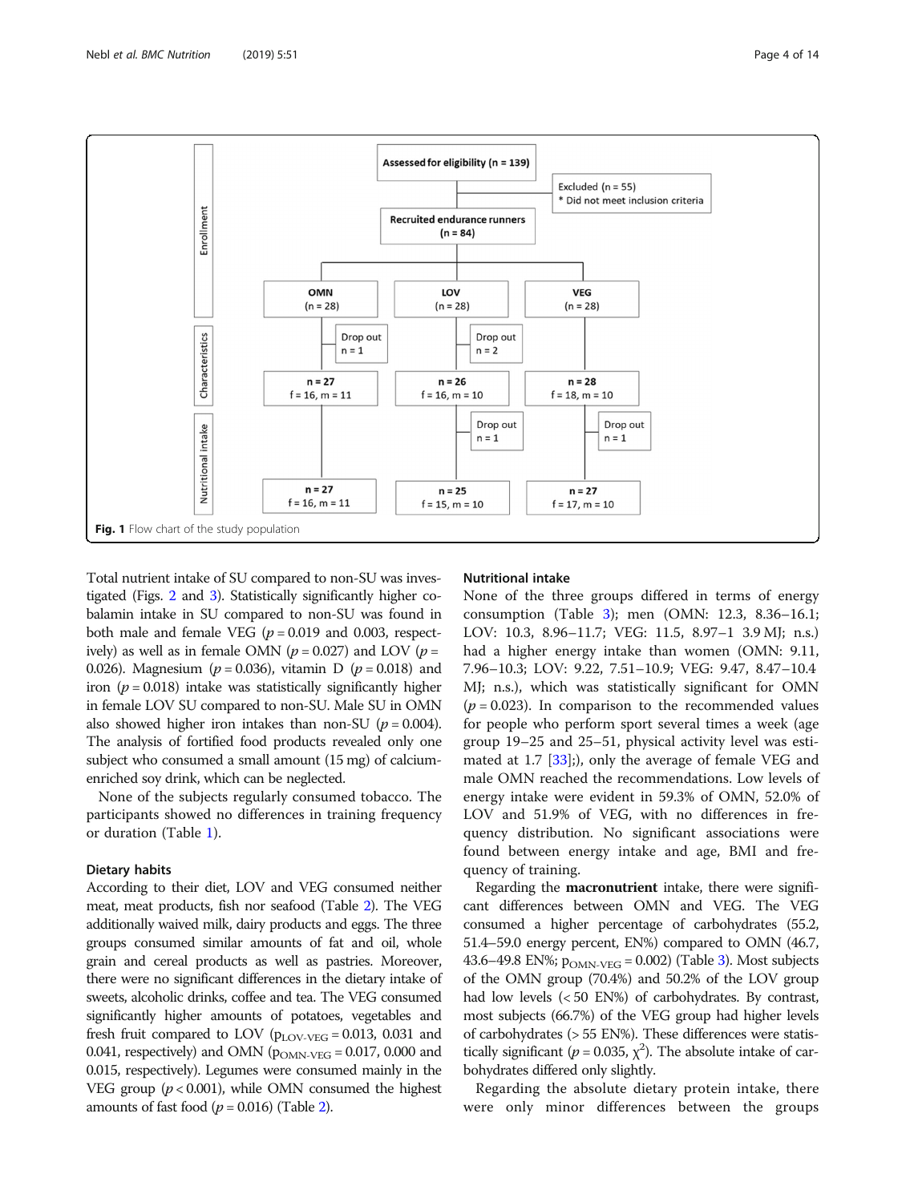Fig. 1 Flow chart of the study population

Total nutrient intake of SU compared to non-SU was investigated (Figs. 2 and 3). Statistically significantly higher cobalamin intake in SU compared to non-SU was found in both male and female VEG ($p = 0.019$ and 0.003, respectively) as well as in female OMN ($p = 0.027$) and LOV ($p = 0.026$). Magnesium ($p = 0.036$), vitamin D ($p = 0.018$) and iron ($p = 0.018$) intake was statistically significantly higher in female LOV SU compared to non-SU. Male SU in OMN also showed higher iron intakes than non-SU ($p = 0.004$). The analysis of fortified food products revealed only one subject who consumed a small amount (15 mg) of calcium-enriched soy drink, which can be neglected.

None of the subjects regularly consumed tobacco. The participants showed no differences in training frequency or duration (Table 1).

### Dietary habits

According to their diet, LOV and VEG consumed neither meat, meat products, fish nor seafood (Table 2). The VEG additionally waived milk, dairy products and eggs. The three groups consumed similar amounts of fat and oil, whole grain and cereal products as well as pastries. Moreover, there were no significant differences in the dietary intake of sweets, alcoholic drinks, coffee and tea. The VEG consumed significantly higher amounts of potatoes, vegetables and fresh fruit compared to LOV ($p_{LOV\text{-}VEG} = 0.013$, 0.031 and 0.041, respectively) and OMN ($p_{OMN\text{-}VEG} = 0.017$, 0.000 and 0.015, respectively). Legumes were consumed mainly in the VEG group ($p < 0.001$), while OMN consumed the highest amounts of fast food ($p = 0.016$) (Table 2).

### Nutritional intake

None of the three groups differed in terms of energy consumption (Table 3); men (OMN: 12.3, 8.36–16.1; LOV: 10.3, 8.96–11.7; VEG: 11.5, 8.97–1 3.9 MJ; n.s.) had a higher energy intake than women (OMN: 9.11, 7.96–10.3; LOV: 9.22, 7.51–10.9; VEG: 9.47, 8.47–10.4 MJ; n.s.), which was statistically significant for OMN ($p = 0.023$). In comparison to the recommended values for people who perform sport several times a week (age group 19–25 and 25–51, physical activity level was estimated at 1.7 [33];), only the average of female VEG and male OMN reached the recommendations. Low levels of energy intake were evident in 59.3% of OMN, 52.0% of LOV and 51.9% of VEG, with no differences in frequency distribution. No significant associations were found between energy intake and age, BMI and frequency of training.

Regarding the **macronutrient** intake, there were significant differences between OMN and VEG. The VEG consumed a higher percentage of carbohydrates (55.2, 51.4–59.0 energy percent, EN%) compared to OMN (46.7, 43.6–49.8 EN%; $p_{OMN\text{-}VEG} = 0.002$) (Table 3). Most subjects of the OMN group (70.4%) and 50.2% of the LOV group had low levels (< 50 EN%) of carbohydrates. By contrast, most subjects (66.7%) of the VEG group had higher levels of carbohydrates (> 55 EN%). These differences were statistically significant ($p = 0.035$, $\chi^2$). The absolute intake of carbohydrates differed only slightly.

Regarding the absolute dietary protein intake, there were only minor differences between the groups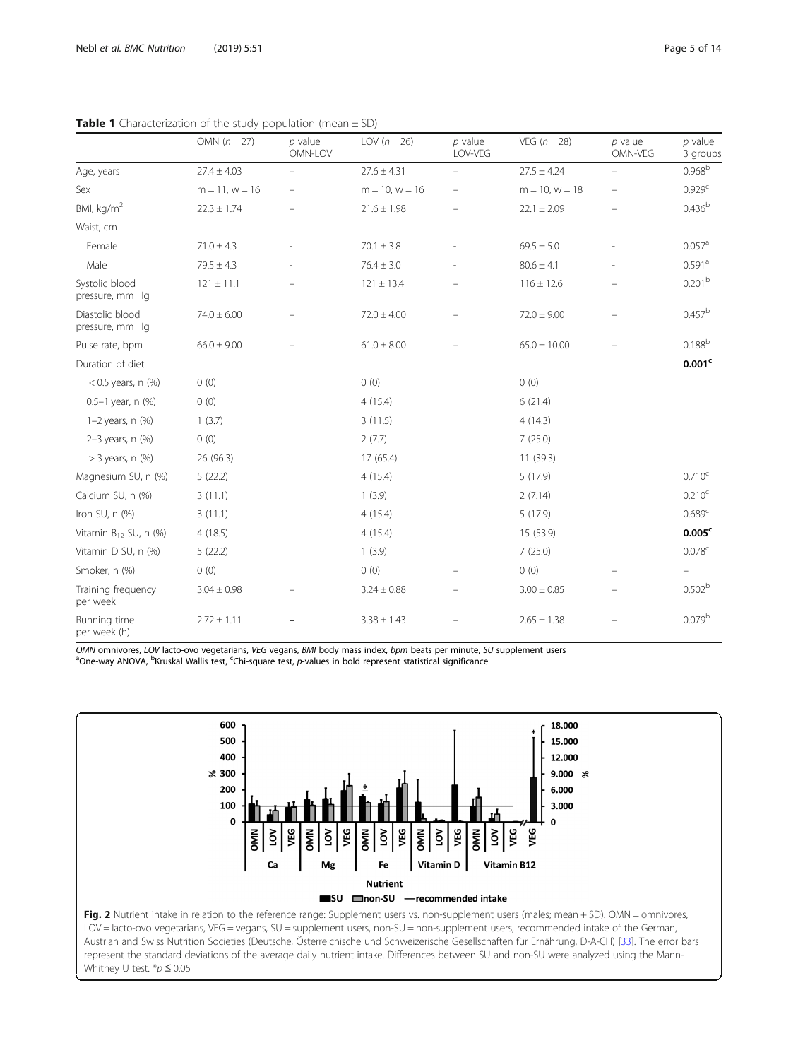**Table 1** Characterization of the study population (mean ± SD)

| | OMN ($n = 27$) | $p$ value OMN-LOV | LOV ($n = 26$) | $p$ value LOV-VEG | VEG ($n = 28$) | $p$ value OMN-VEG | $p$ value 3 groups |
|---|---|---|---|---|---|---|---|
| Age, years | 27.4 ± 4.03 | – | 27.6 ± 4.31 | – | 27.5 ± 4.24 | – | 0.968[b] |
| Sex | m = 11, w = 16 | – | m = 10, w = 16 | – | m = 10, w = 18 | – | 0.929[c] |
| BMI, kg/m$^2$ | 22.3 ± 1.74 | – | 21.6 ± 1.98 | – | 22.1 ± 2.09 | – | 0.436[b] |
| Waist, cm | | | | | | | |
| Female | 71.0 ± 4.3 | - | 70.1 ± 3.8 | - | 69.5 ± 5.0 | - | 0.057[a] |
| Male | 79.5 ± 4.3 | - | 76.4 ± 3.0 | - | 80.6 ± 4.1 | - | 0.591[a] |
| Systolic blood pressure, mm Hg | 121 ± 11.1 | – | 121 ± 13.4 | – | 116 ± 12.6 | – | 0.201[b] |
| Diastolic blood pressure, mm Hg | 74.0 ± 6.00 | – | 72.0 ± 4.00 | – | 72.0 ± 9.00 | – | 0.457[b] |
| Pulse rate, bpm | 66.0 ± 9.00 | – | 61.0 ± 8.00 | – | 65.0 ± 10.00 | – | 0.188[b] |
| Duration of diet | | | | | | | **0.001[c]** |
| < 0.5 years, n (%) | 0 (0) | | 0 (0) | | 0 (0) | | |
| 0.5–1 year, n (%) | 0 (0) | | 4 (15.4) | | 6 (21.4) | | |
| 1–2 years, n (%) | 1 (3.7) | | 3 (11.5) | | 4 (14.3) | | |
| 2–3 years, n (%) | 0 (0) | | 2 (7.7) | | 7 (25.0) | | |
| > 3 years, n (%) | 26 (96.3) | | 17 (65.4) | | 11 (39.3) | | |
| Magnesium SU, n (%) | 5 (22.2) | | 4 (15.4) | | 5 (17.9) | | 0.710[c] |
| Calcium SU, n (%) | 3 (11.1) | | 1 (3.9) | | 2 (7.14) | | 0.210[c] |
| Iron SU, n (%) | 3 (11.1) | | 4 (15.4) | | 5 (17.9) | | 0.689[c] |
| Vitamin $B_{12}$ SU, n (%) | 4 (18.5) | | 4 (15.4) | | 15 (53.9) | | **0.005[c]** |
| Vitamin D SU, n (%) | 5 (22.2) | | 1 (3.9) | | 7 (25.0) | | 0.078[c] |
| Smoker, n (%) | 0 (0) | | 0 (0) | – | 0 (0) | – | – |
| Training frequency per week | 3.04 ± 0.98 | – | 3.24 ± 0.88 | – | 3.00 ± 0.85 | – | 0.502[b] |
| Running time per week (h) | 2.72 ± 1.11 | – | 3.38 ± 1.43 | – | 2.65 ± 1.38 | – | 0.079[b] |

*OMN* omnivores, *LOV* lacto-ovo vegetarians, *VEG* vegans, *BMI* body mass index, *bpm* beats per minute, *SU* supplement users
[a]One-way ANOVA, [b]Kruskal Wallis test, [c]Chi-square test, *p*-values in bold represent statistical significance

**Fig. 2** Nutrient intake in relation to the reference range: Supplement users vs. non-supplement users (males; mean + SD). OMN = omnivores, LOV = lacto-ovo vegetarians, VEG = vegans, SU = supplement users, non-SU = non-supplement users, recommended intake of the German, Austrian and Swiss Nutrition Societies (Deutsche, Österreichische und Schweizerische Gesellschaften für Ernährung, D-A-CH) [33]. The error bars represent the standard deviations of the average daily nutrient intake. Differences between SU and non-SU were analyzed using the Mann-Whitney U test. *$p \leq 0.05$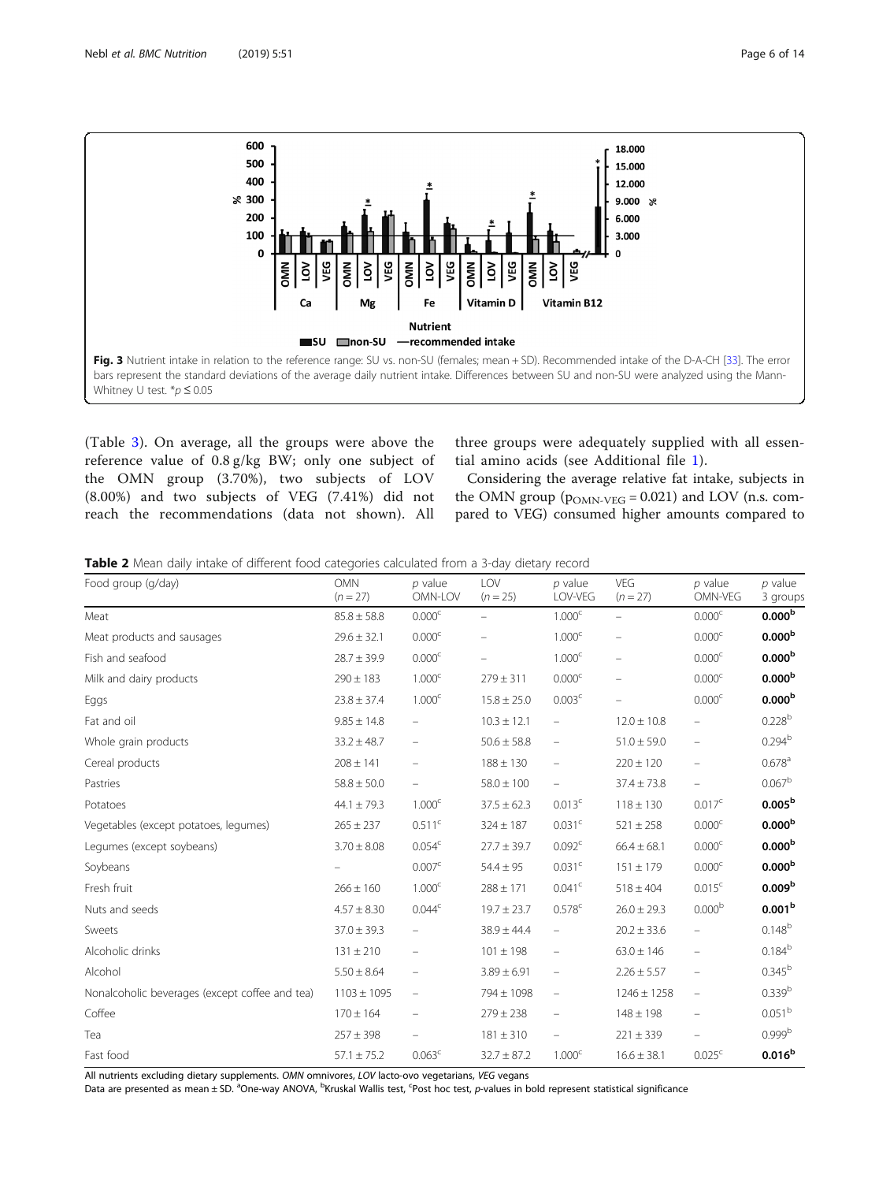**Fig. 3** Nutrient intake in relation to the reference range: SU vs. non-SU (females; mean + SD). Recommended intake of the D-A-CH [33]. The error bars represent the standard deviations of the average daily nutrient intake. Differences between SU and non-SU were analyzed using the Mann-Whitney U test. *$p \leq 0.05$

(Table 3). On average, all the groups were above the reference value of 0.8 g/kg BW; only one subject of the OMN group (3.70%), two subjects of LOV (8.00%) and two subjects of VEG (7.41%) did not reach the recommendations (data not shown). All three groups were adequately supplied with all essential amino acids (see Additional file 1).

Considering the average relative fat intake, subjects in the OMN group ($p_{OMN\text{-}VEG} = 0.021$) and LOV (n.s. compared to VEG) consumed higher amounts compared to

**Table 2** Mean daily intake of different food categories calculated from a 3-day dietary record

| Food group (g/day) | OMN (n = 27) | p value OMN-LOV | LOV (n = 25) | p value LOV-VEG | VEG (n = 27) | p value OMN-VEG | p value 3 groups |
|---|---|---|---|---|---|---|---|
| Meat | 85.8 ± 58.8 | 0.000[c] | – | 1.000[c] | – | 0.000[c] | **0.000[b]** |
| Meat products and sausages | 29.6 ± 32.1 | 0.000[c] | – | 1.000[c] | – | 0.000[c] | **0.000[b]** |
| Fish and seafood | 28.7 ± 39.9 | 0.000[c] | – | 1.000[c] | – | 0.000[c] | **0.000[b]** |
| Milk and dairy products | 290 ± 183 | 1.000[c] | 279 ± 311 | 0.000[c] | – | 0.000[c] | **0.000[b]** |
| Eggs | 23.8 ± 37.4 | 1.000[c] | 15.8 ± 25.0 | 0.003[c] | – | 0.000[c] | **0.000[b]** |
| Fat and oil | 9.85 ± 14.8 | – | 10.3 ± 12.1 | – | 12.0 ± 10.8 | – | 0.228[b] |
| Whole grain products | 33.2 ± 48.7 | – | 50.6 ± 58.8 | – | 51.0 ± 59.0 | – | 0.294[b] |
| Cereal products | 208 ± 141 | – | 188 ± 130 | – | 220 ± 120 | – | 0.678[a] |
| Pastries | 58.8 ± 50.0 | – | 58.0 ± 100 | – | 37.4 ± 73.8 | – | 0.067[b] |
| Potatoes | 44.1 ± 79.3 | 1.000[c] | 37.5 ± 62.3 | 0.013[c] | 118 ± 130 | 0.017[c] | **0.005[b]** |
| Vegetables (except potatoes, legumes) | 265 ± 237 | 0.511[c] | 324 ± 187 | 0.031[c] | 521 ± 258 | 0.000[c] | **0.000[b]** |
| Legumes (except soybeans) | 3.70 ± 8.08 | 0.054[c] | 27.7 ± 39.7 | 0.092[c] | 66.4 ± 68.1 | 0.000[c] | **0.000[b]** |
| Soybeans | – | 0.007[c] | 54.4 ± 95 | 0.031[c] | 151 ± 179 | 0.000[c] | **0.000[b]** |
| Fresh fruit | 266 ± 160 | 1.000[c] | 288 ± 171 | 0.041[c] | 518 ± 404 | 0.015[c] | **0.009[b]** |
| Nuts and seeds | 4.57 ± 8.30 | 0.044[c] | 19.7 ± 23.7 | 0.578[c] | 26.0 ± 29.3 | 0.000[b] | **0.001[b]** |
| Sweets | 37.0 ± 39.3 | – | 38.9 ± 44.4 | – | 20.2 ± 33.6 | – | 0.148[b] |
| Alcoholic drinks | 131 ± 210 | – | 101 ± 198 | – | 63.0 ± 146 | – | 0.184[b] |
| Alcohol | 5.50 ± 8.64 | – | 3.89 ± 6.91 | – | 2.26 ± 5.57 | – | 0.345[b] |
| Nonalcoholic beverages (except coffee and tea) | 1103 ± 1095 | – | 794 ± 1098 | – | 1246 ± 1258 | – | 0.339[b] |
| Coffee | 170 ± 164 | – | 279 ± 238 | – | 148 ± 198 | – | 0.051[b] |
| Tea | 257 ± 398 | – | 181 ± 310 | – | 221 ± 339 | – | 0.999[b] |
| Fast food | 57.1 ± 75.2 | 0.063[c] | 32.7 ± 87.2 | 1.000[c] | 16.6 ± 38.1 | 0.025[c] | **0.016[b]** |

All nutrients excluding dietary supplements. *OMN* omnivores, *LOV* lacto-ovo vegetarians, *VEG* vegans

Data are presented as mean ± SD. [a]One-way ANOVA, [b]Kruskal Wallis test, [c]Post hoc test, *p*-values in bold represent statistical significance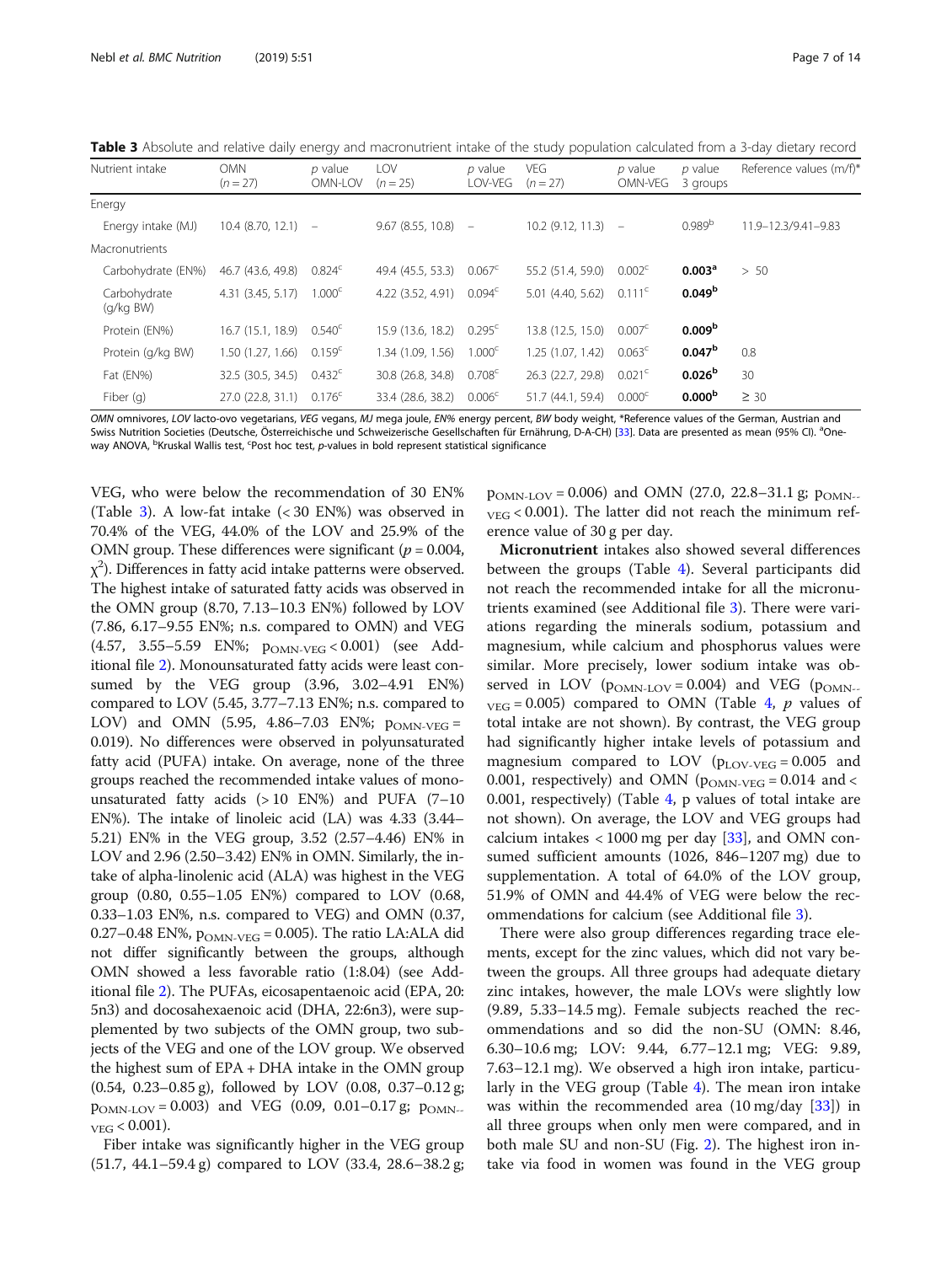**Table 3** Absolute and relative daily energy and macronutrient intake of the study population calculated from a 3-day dietary record

| Nutrient intake | OMN ($n = 27$) | *p* value OMN-LOV | LOV ($n = 25$) | *p* value LOV-VEG | VEG ($n = 27$) | *p* value OMN-VEG | *p* value 3 groups | Reference values (m/f)* |
|---|---|---|---|---|---|---|---|---|
| Energy | | | | | | | | |
| Energy intake (MJ) | 10.4 (8.70, 12.1) | – | 9.67 (8.55, 10.8) | – | 10.2 (9.12, 11.3) | – | 0.989[b] | 11.9–12.3/9.41–9.83 |
| Macronutrients | | | | | | | | |
| Carbohydrate (EN%) | 46.7 (43.6, 49.8) | 0.824[c] | 49.4 (45.5, 53.3) | 0.067[c] | 55.2 (51.4, 59.0) | 0.002[c] | **0.003[a]** | > 50 |
| Carbohydrate (g/kg BW) | 4.31 (3.45, 5.17) | 1.000[c] | 4.22 (3.52, 4.91) | 0.094[c] | 5.01 (4.40, 5.62) | 0.111[c] | **0.049[b]** | |
| Protein (EN%) | 16.7 (15.1, 18.9) | 0.540[c] | 15.9 (13.6, 18.2) | 0.295[c] | 13.8 (12.5, 15.0) | 0.007[c] | **0.009[b]** | |
| Protein (g/kg BW) | 1.50 (1.27, 1.66) | 0.159[c] | 1.34 (1.09, 1.56) | 1.000[c] | 1.25 (1.07, 1.42) | 0.063[c] | **0.047[b]** | 0.8 |
| Fat (EN%) | 32.5 (30.5, 34.5) | 0.432[c] | 30.8 (26.8, 34.8) | 0.708[c] | 26.3 (22.7, 29.8) | 0.021[c] | **0.026[b]** | 30 |
| Fiber (g) | 27.0 (22.8, 31.1) | 0.176[c] | 33.4 (28.6, 38.2) | 0.006[c] | 51.7 (44.1, 59.4) | 0.000[c] | **0.000[b]** | ≥ 30 |

*OMN* omnivores, *LOV* lacto-ovo vegetarians, *VEG* vegans, *MJ* mega joule, *EN%* energy percent, *BW* body weight, *Reference values of the German, Austrian and Swiss Nutrition Societies (Deutsche, Österreichische und Schweizerische Gesellschaften für Ernährung, D-A-CH) [33]. Data are presented as mean (95% CI). [a]One-way ANOVA, [b]Kruskal Wallis test, [c]Post hoc test, *p*-values in bold represent statistical significance

VEG, who were below the recommendation of 30 EN% (Table 3). A low-fat intake (< 30 EN%) was observed in 70.4% of the VEG, 44.0% of the LOV and 25.9% of the OMN group. These differences were significant ($p = 0.004$, $\chi^2$). Differences in fatty acid intake patterns were observed. The highest intake of saturated fatty acids was observed in the OMN group (8.70, 7.13–10.3 EN%) followed by LOV (7.86, 6.17–9.55 EN%; n.s. compared to OMN) and VEG (4.57, 3.55–5.59 EN%; $p_{OMN\text{-}VEG} < 0.001$) (see Additional file 2). Monounsaturated fatty acids were least consumed by the VEG group (3.96, 3.02–4.91 EN%) compared to LOV (5.45, 3.77–7.13 EN%; n.s. compared to LOV) and OMN (5.95, 4.86–7.03 EN%; $p_{OMN\text{-}VEG} = 0.019$). No differences were observed in polyunsaturated fatty acid (PUFA) intake. On average, none of the three groups reached the recommended intake values of monounsaturated fatty acids (> 10 EN%) and PUFA (7–10 EN%). The intake of linoleic acid (LA) was 4.33 (3.44–5.21) EN% in the VEG group, 3.52 (2.57–4.46) EN% in LOV and 2.96 (2.50–3.42) EN% in OMN. Similarly, the intake of alpha-linolenic acid (ALA) was highest in the VEG group (0.80, 0.55–1.05 EN%) compared to LOV (0.68, 0.33–1.03 EN%, n.s. compared to VEG) and OMN (0.37, 0.27–0.48 EN%, $p_{OMN\text{-}VEG} = 0.005$). The ratio LA:ALA did not differ significantly between the groups, although OMN showed a less favorable ratio (1:8.04) (see Additional file 2). The PUFAs, eicosapentaenoic acid (EPA, 20:5n3) and docosahexaenoic acid (DHA, 22:6n3), were supplemented by two subjects of the OMN group, two subjects of the VEG and one of the LOV group. We observed the highest sum of EPA + DHA intake in the OMN group (0.54, 0.23–0.85 g), followed by LOV (0.08, 0.37–0.12 g; $p_{OMN\text{-}LOV} = 0.003$) and VEG (0.09, 0.01–0.17 g; $p_{OMN\text{-}VEG} < 0.001$).

Fiber intake was significantly higher in the VEG group (51.7, 44.1–59.4 g) compared to LOV (33.4, 28.6–38.2 g; $p_{OMN\text{-}LOV} = 0.006$) and OMN (27.0, 22.8–31.1 g; $p_{OMN\text{-}VEG} < 0.001$). The latter did not reach the minimum reference value of 30 g per day.

**Micronutrient** intakes also showed several differences between the groups (Table 4). Several participants did not reach the recommended intake for all the micronutrients examined (see Additional file 3). There were variations regarding the minerals sodium, potassium and magnesium, while calcium and phosphorus values were similar. More precisely, lower sodium intake was observed in LOV ($p_{OMN\text{-}LOV} = 0.004$) and VEG ($p_{OMN\text{-}VEG} = 0.005$) compared to OMN (Table 4, *p* values of total intake are not shown). By contrast, the VEG group had significantly higher intake levels of potassium and magnesium compared to LOV ($p_{LOV\text{-}VEG} = 0.005$ and 0.001, respectively) and OMN ($p_{OMN\text{-}VEG} = 0.014$ and < 0.001, respectively) (Table 4, p values of total intake are not shown). On average, the LOV and VEG groups had calcium intakes < 1000 mg per day [33], and OMN consumed sufficient amounts (1026, 846–1207 mg) due to supplementation. A total of 64.0% of the LOV group, 51.9% of OMN and 44.4% of VEG were below the recommendations for calcium (see Additional file 3).

There were also group differences regarding trace elements, except for the zinc values, which did not vary between the groups. All three groups had adequate dietary zinc intakes, however, the male LOVs were slightly low (9.89, 5.33–14.5 mg). Female subjects reached the recommendations and so did the non-SU (OMN: 8.46, 6.30–10.6 mg; LOV: 9.44, 6.77–12.1 mg; VEG: 9.89, 7.63–12.1 mg). We observed a high iron intake, particularly in the VEG group (Table 4). The mean iron intake was within the recommended area (10 mg/day [33]) in all three groups when only men were compared, and in both male SU and non-SU (Fig. 2). The highest iron intake via food in women was found in the VEG group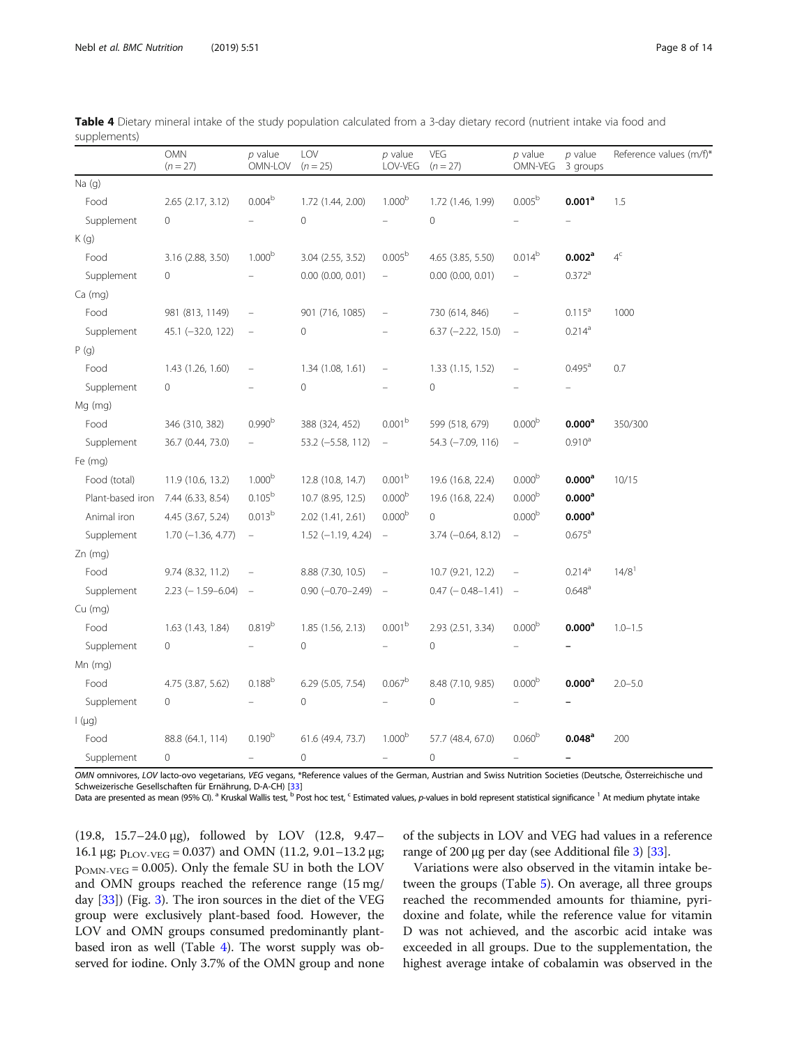**Table 4** Dietary mineral intake of the study population calculated from a 3-day dietary record (nutrient intake via food and supplements)

| | OMN (n = 27) | p value OMN-LOV | LOV (n = 25) | p value LOV-VEG | VEG (n = 27) | p value OMN-VEG | p value 3 groups | Reference values (m/f)* |
|---|---|---|---|---|---|---|---|---|
| Na (g) | | | | | | | | |
| Food | 2.65 (2.17, 3.12) | 0.004[b] | 1.72 (1.44, 2.00) | 1.000[b] | 1.72 (1.46, 1.99) | 0.005[b] | **0.001[a]** | 1.5 |
| Supplement | 0 | – | 0 | – | 0 | – | – | |
| K (g) | | | | | | | | |
| Food | 3.16 (2.88, 3.50) | 1.000[b] | 3.04 (2.55, 3.52) | 0.005[b] | 4.65 (3.85, 5.50) | 0.014[b] | **0.002[a]** | 4[c] |
| Supplement | 0 | – | 0.00 (0.00, 0.01) | – | 0.00 (0.00, 0.01) | – | 0.372[a] | |
| Ca (mg) | | | | | | | | |
| Food | 981 (813, 1149) | – | 901 (716, 1085) | – | 730 (614, 846) | – | 0.115[a] | 1000 |
| Supplement | 45.1 (−32.0, 122) | – | 0 | – | 6.37 (−2.22, 15.0) | – | 0.214[a] | |
| P (g) | | | | | | | | |
| Food | 1.43 (1.26, 1.60) | – | 1.34 (1.08, 1.61) | – | 1.33 (1.15, 1.52) | – | 0.495[a] | 0.7 |
| Supplement | 0 | – | 0 | – | 0 | – | – | |
| Mg (mg) | | | | | | | | |
| Food | 346 (310, 382) | 0.990[b] | 388 (324, 452) | 0.001[b] | 599 (518, 679) | 0.000[b] | **0.000[a]** | 350/300 |
| Supplement | 36.7 (0.44, 73.0) | – | 53.2 (−5.58, 112) | – | 54.3 (−7.09, 116) | – | 0.910[a] | |
| Fe (mg) | | | | | | | | |
| Food (total) | 11.9 (10.6, 13.2) | 1.000[b] | 12.8 (10.8, 14.7) | 0.001[b] | 19.6 (16.8, 22.4) | 0.000[b] | **0.000[a]** | 10/15 |
| Plant-based iron | 7.44 (6.33, 8.54) | 0.105[b] | 10.7 (8.95, 12.5) | 0.000[b] | 19.6 (16.8, 22.4) | 0.000[b] | **0.000[a]** | |
| Animal iron | 4.45 (3.67, 5.24) | 0.013[b] | 2.02 (1.41, 2.61) | 0.000[b] | 0 | 0.000[b] | **0.000[a]** | |
| Supplement | 1.70 (−1.36, 4.77) | – | 1.52 (−1.19, 4.24) | – | 3.74 (−0.64, 8.12) | – | 0.675[a] | |
| Zn (mg) | | | | | | | | |
| Food | 9.74 (8.32, 11.2) | – | 8.88 (7.30, 10.5) | – | 10.7 (9.21, 12.2) | – | 0.214[a] | 14/8[1] |
| Supplement | 2.23 (− 1.59–6.04) | – | 0.90 (−0.70–2.49) | – | 0.47 (− 0.48–1.41) | – | 0.648[a] | |
| Cu (mg) | | | | | | | | |
| Food | 1.63 (1.43, 1.84) | 0.819[b] | 1.85 (1.56, 2.13) | 0.001[b] | 2.93 (2.51, 3.34) | 0.000[b] | **0.000[a]** | 1.0–1.5 |
| Supplement | 0 | – | 0 | – | 0 | – | **–** | |
| Mn (mg) | | | | | | | | |
| Food | 4.75 (3.87, 5.62) | 0.188[b] | 6.29 (5.05, 7.54) | 0.067[b] | 8.48 (7.10, 9.85) | 0.000[b] | **0.000[a]** | 2.0–5.0 |
| Supplement | 0 | – | 0 | – | 0 | – | **–** | |
| I (µg) | | | | | | | | |
| Food | 88.8 (64.1, 114) | 0.190[b] | 61.6 (49.4, 73.7) | 1.000[b] | 57.7 (48.4, 67.0) | 0.060[b] | **0.048[a]** | 200 |
| Supplement | 0 | – | 0 | – | 0 | – | **–** | |

*OMN* omnivores, *LOV* lacto-ovo vegetarians, *VEG* vegans, *Reference values of the German, Austrian and Swiss Nutrition Societies (Deutsche, Österreichische und Schweizerische Gesellschaften für Ernährung, D-A-CH) [33]
Data are presented as mean (95% CI). [a] Kruskal Wallis test, [b] Post hoc test, [c] Estimated values, p-values in bold represent statistical significance [1] At medium phytate intake

(19.8, 15.7–24.0 µg), followed by LOV (12.8, 9.47–16.1 µg; $p_{LOV-VEG} = 0.037$) and OMN (11.2, 9.01–13.2 µg; $p_{OMN-VEG} = 0.005$). Only the female SU in both the LOV and OMN groups reached the reference range (15 mg/day [33]) (Fig. 3). The iron sources in the diet of the VEG group were exclusively plant-based food. However, the LOV and OMN groups consumed predominantly plant-based iron as well (Table 4). The worst supply was observed for iodine. Only 3.7% of the OMN group and none of the subjects in LOV and VEG had values in a reference range of 200 µg per day (see Additional file 3) [33].

Variations were also observed in the vitamin intake between the groups (Table 5). On average, all three groups reached the recommended amounts for thiamine, pyridoxine and folate, while the reference value for vitamin D was not achieved, and the ascorbic acid intake was exceeded in all groups. Due to the supplementation, the highest average intake of cobalamin was observed in the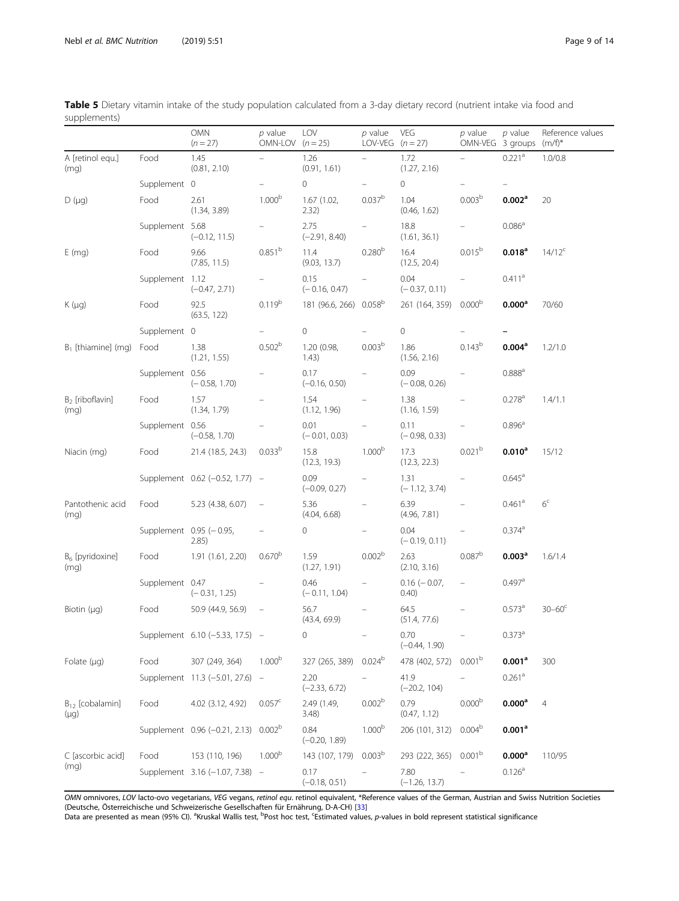**Table 5** Dietary vitamin intake of the study population calculated from a 3-day dietary record (nutrient intake via food and supplements)

| | | OMN ($n = 27$) | $p$ value OMN-LOV | LOV ($n = 25$) | $p$ value LOV-VEG | VEG ($n = 27$) | $p$ value OMN-VEG | $p$ value 3 groups | Reference values (m/f)* |
|---|---|---|---|---|---|---|---|---|---|
| A [retinol equ.] (mg) | Food | 1.45 (0.81, 2.10) | – | 1.26 (0.91, 1.61) | – | 1.72 (1.27, 2.16) | – | 0.221[a] | 1.0/0.8 |
| | Supplement | 0 | – | 0 | – | 0 | – | – | |
| D (μg) | Food | 2.61 (1.34, 3.89) | 1.000[b] | 1.67 (1.02, 2.32) | 0.037[b] | 1.04 (0.46, 1.62) | 0.003[b] | **0.002[a]** | 20 |
| | Supplement | 5.68 (−0.12, 11.5) | – | 2.75 (−2.91, 8.40) | – | 18.8 (1.61, 36.1) | – | 0.086[a] | |
| E (mg) | Food | 9.66 (7.85, 11.5) | 0.851[b] | 11.4 (9.03, 13.7) | 0.280[b] | 16.4 (12.5, 20.4) | 0.015[b] | **0.018[a]** | 14/12[c] |
| | Supplement | 1.12 (−0.47, 2.71) | – | 0.15 (− 0.16, 0.47) | – | 0.04 (− 0.37, 0.11) | – | 0.411[a] | |
| K (μg) | Food | 92.5 (63.5, 122) | 0.119[b] | 181 (96.6, 266) | 0.058[b] | 261 (164, 359) | 0.000[b] | **0.000[a]** | 70/60 |
| | Supplement | 0 | – | 0 | – | 0 | – | **–** | |
| $B_1$ [thiamine] (mg) | Food | 1.38 (1.21, 1.55) | 0.502[b] | 1.20 (0.98, 1.43) | 0.003[b] | 1.86 (1.56, 2.16) | 0.143[b] | **0.004[a]** | 1.2/1.0 |
| | Supplement | 0.56 (− 0.58, 1.70) | – | 0.17 (−0.16, 0.50) | – | 0.09 (− 0.08, 0.26) | – | 0.888[a] | |
| $B_2$ [riboflavin] (mg) | Food | 1.57 (1.34, 1.79) | – | 1.54 (1.12, 1.96) | – | 1.38 (1.16, 1.59) | – | 0.278[a] | 1.4/1.1 |
| | Supplement | 0.56 (−0.58, 1.70) | – | 0.01 (− 0.01, 0.03) | – | 0.11 (− 0.98, 0.33) | – | 0.896[a] | |
| Niacin (mg) | Food | 21.4 (18.5, 24.3) | 0.033[b] | 15.8 (12.3, 19.3) | 1.000[b] | 17.3 (12.3, 22.3) | 0.021[b] | **0.010[a]** | 15/12 |
| | Supplement | 0.62 (−0.52, 1.77) | – | 0.09 (−0.09, 0.27) | – | 1.31 (− 1.12, 3.74) | – | 0.645[a] | |
| Pantothenic acid (mg) | Food | 5.23 (4.38, 6.07) | – | 5.36 (4.04, 6.68) | – | 6.39 (4.96, 7.81) | – | 0.461[a] | 6[c] |
| | Supplement | 0.95 (− 0.95, 2.85) | – | 0 | – | 0.04 (− 0.19, 0.11) | – | 0.374[a] | |
| $B_6$ [pyridoxine] (mg) | Food | 1.91 (1.61, 2.20) | 0.670[b] | 1.59 (1.27, 1.91) | 0.002[b] | 2.63 (2.10, 3.16) | 0.087[b] | **0.003[a]** | 1.6/1.4 |
| | Supplement | 0.47 (− 0.31, 1.25) | | 0.46 (− 0.11, 1.04) | – | 0.16 (− 0.07, 0.40) | – | 0.497[a] | |
| Biotin (μg) | Food | 50.9 (44.9, 56.9) | – | 56.7 (43.4, 69.9) | – | 64.5 (51.4, 77.6) | – | 0.573[a] | 30–60[c] |
| | Supplement | 6.10 (−5.33, 17.5) | – | 0 | – | 0.70 (−0.44, 1.90) | – | 0.373[a] | |
| Folate (μg) | Food | 307 (249, 364) | 1.000[b] | 327 (265, 389) | 0.024[b] | 478 (402, 572) | 0.001[b] | **0.001[a]** | 300 |
| | Supplement | 11.3 (−5.01, 27.6) | – | 2.20 (−2.33, 6.72) | – | 41.9 (−20.2, 104) | – | 0.261[a] | |
| $B_{12}$ [cobalamin] (μg) | Food | 4.02 (3.12, 4.92) | 0.057[c] | 2.49 (1.49, 3.48) | 0.002[b] | 0.79 (0.47, 1.12) | 0.000[b] | **0.000[a]** | 4 |
| | Supplement | 0.96 (−0.21, 2.13) | 0.002[b] | 0.84 (−0.20, 1.89) | 1.000[b] | 206 (101, 312) | 0.004[b] | **0.001[a]** | |
| C [ascorbic acid] (mg) | Food | 153 (110, 196) | 1.000[b] | 143 (107, 179) | 0.003[b] | 293 (222, 365) | 0.001[b] | **0.000[a]** | 110/95 |
| | Supplement | 3.16 (−1.07, 7.38) | – | 0.17 (−0.18, 0.51) | – | 7.80 (−1.26, 13.7) | – | 0.126[a] | |

*OMN* omnivores, *LOV* lacto-ovo vegetarians, *VEG* vegans, *retinol equ*. retinol equivalent, *Reference values of the German, Austrian and Swiss Nutrition Societies (Deutsche, Österreichische und Schweizerische Gesellschaften für Ernährung, D-A-CH) [33]
Data are presented as mean (95% CI). [a]Kruskal Wallis test, [b]Post hoc test, [c]Estimated values, *p*-values in bold represent statistical significance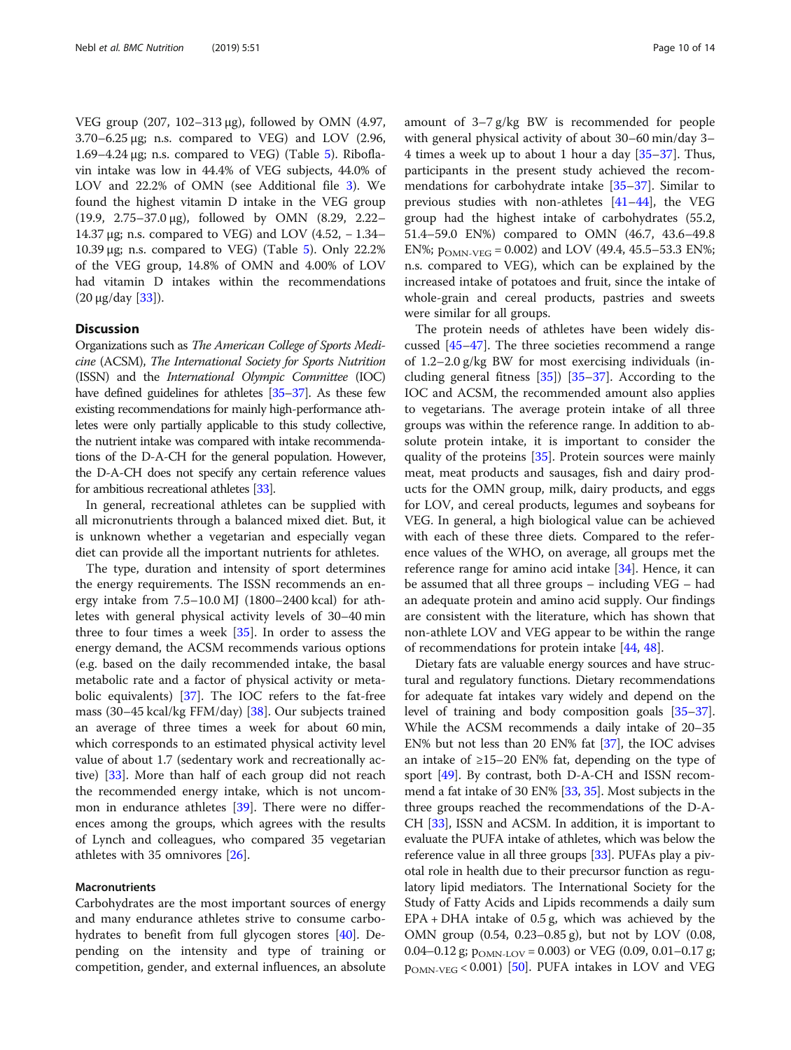VEG group (207, 102–313 μg), followed by OMN (4.97, 3.70–6.25 μg; n.s. compared to VEG) and LOV (2.96, 1.69–4.24 μg; n.s. compared to VEG) (Table 5). Riboflavin intake was low in 44.4% of VEG subjects, 44.0% of LOV and 22.2% of OMN (see Additional file 3). We found the highest vitamin D intake in the VEG group (19.9, 2.75–37.0 μg), followed by OMN (8.29, 2.22–14.37 μg; n.s. compared to VEG) and LOV (4.52, − 1.34–10.39 μg; n.s. compared to VEG) (Table 5). Only 22.2% of the VEG group, 14.8% of OMN and 4.00% of LOV had vitamin D intakes within the recommendations (20 μg/day [33]).

## Discussion

Organizations such as *The American College of Sports Medicine* (ACSM), *The International Society for Sports Nutrition* (ISSN) and the *International Olympic Committee* (IOC) have defined guidelines for athletes [35–37]. As these few existing recommendations for mainly high-performance athletes were only partially applicable to this study collective, the nutrient intake was compared with intake recommendations of the D-A-CH for the general population. However, the D-A-CH does not specify any certain reference values for ambitious recreational athletes [33].

In general, recreational athletes can be supplied with all micronutrients through a balanced mixed diet. But, it is unknown whether a vegetarian and especially vegan diet can provide all the important nutrients for athletes.

The type, duration and intensity of sport determines the energy requirements. The ISSN recommends an energy intake from 7.5–10.0 MJ (1800–2400 kcal) for athletes with general physical activity levels of 30–40 min three to four times a week [35]. In order to assess the energy demand, the ACSM recommends various options (e.g. based on the daily recommended intake, the basal metabolic rate and a factor of physical activity or metabolic equivalents) [37]. The IOC refers to the fat-free mass (30–45 kcal/kg FFM/day) [38]. Our subjects trained an average of three times a week for about 60 min, which corresponds to an estimated physical activity level value of about 1.7 (sedentary work and recreationally active) [33]. More than half of each group did not reach the recommended energy intake, which is not uncommon in endurance athletes [39]. There were no differences among the groups, which agrees with the results of Lynch and colleagues, who compared 35 vegetarian athletes with 35 omnivores [26].

### Macronutrients

Carbohydrates are the most important sources of energy and many endurance athletes strive to consume carbohydrates to benefit from full glycogen stores [40]. Depending on the intensity and type of training or competition, gender, and external influences, an absolute amount of 3–7 g/kg BW is recommended for people with general physical activity of about 30–60 min/day 3–4 times a week up to about 1 hour a day [35–37]. Thus, participants in the present study achieved the recommendations for carbohydrate intake [35–37]. Similar to previous studies with non-athletes [41–44], the VEG group had the highest intake of carbohydrates (55.2, 51.4–59.0 EN%) compared to OMN (46.7, 43.6–49.8 EN%; $p_{OMN\text{-}VEG} = 0.002$) and LOV (49.4, 45.5–53.3 EN%; n.s. compared to VEG), which can be explained by the increased intake of potatoes and fruit, since the intake of whole-grain and cereal products, pastries and sweets were similar for all groups.

The protein needs of athletes have been widely discussed [45–47]. The three societies recommend a range of 1.2–2.0 g/kg BW for most exercising individuals (including general fitness [35]) [35–37]. According to the IOC and ACSM, the recommended amount also applies to vegetarians. The average protein intake of all three groups was within the reference range. In addition to absolute protein intake, it is important to consider the quality of the proteins [35]. Protein sources were mainly meat, meat products and sausages, fish and dairy products for the OMN group, milk, dairy products, and eggs for LOV, and cereal products, legumes and soybeans for VEG. In general, a high biological value can be achieved with each of these three diets. Compared to the reference values of the WHO, on average, all groups met the reference range for amino acid intake [34]. Hence, it can be assumed that all three groups – including VEG – had an adequate protein and amino acid supply. Our findings are consistent with the literature, which has shown that non-athlete LOV and VEG appear to be within the range of recommendations for protein intake [44, 48].

Dietary fats are valuable energy sources and have structural and regulatory functions. Dietary recommendations for adequate fat intakes vary widely and depend on the level of training and body composition goals [35–37]. While the ACSM recommends a daily intake of 20–35 EN% but not less than 20 EN% fat [37], the IOC advises an intake of ≥15–20 EN% fat, depending on the type of sport [49]. By contrast, both D-A-CH and ISSN recommend a fat intake of 30 EN% [33, 35]. Most subjects in the three groups reached the recommendations of the D-A-CH [33], ISSN and ACSM. In addition, it is important to evaluate the PUFA intake of athletes, which was below the reference value in all three groups [33]. PUFAs play a pivotal role in health due to their precursor function as regulatory lipid mediators. The International Society for the Study of Fatty Acids and Lipids recommends a daily sum EPA + DHA intake of 0.5 g, which was achieved by the OMN group (0.54, 0.23–0.85 g), but not by LOV (0.08, 0.04–0.12 g; $p_{OMN\text{-}LOV} = 0.003$) or VEG (0.09, 0.01–0.17 g; $p_{OMN\text{-}VEG} < 0.001$) [50]. PUFA intakes in LOV and VEG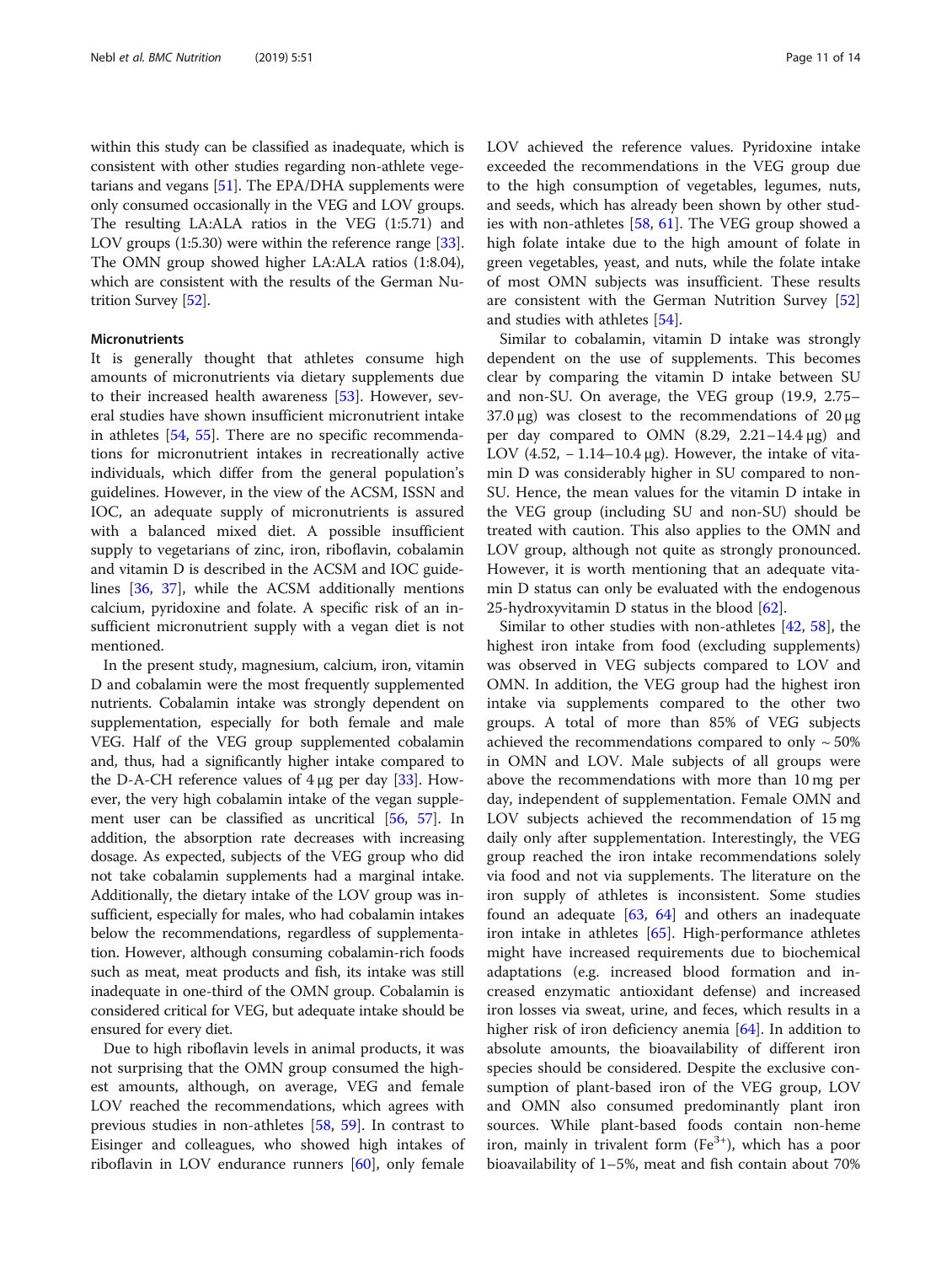within this study can be classified as inadequate, which is consistent with other studies regarding non-athlete vegetarians and vegans [51]. The EPA/DHA supplements were only consumed occasionally in the VEG and LOV groups. The resulting LA:ALA ratios in the VEG (1:5.71) and LOV groups (1:5.30) were within the reference range [33]. The OMN group showed higher LA:ALA ratios (1:8.04), which are consistent with the results of the German Nutrition Survey [52].

### Micronutrients

It is generally thought that athletes consume high amounts of micronutrients via dietary supplements due to their increased health awareness [53]. However, several studies have shown insufficient micronutrient intake in athletes [54, 55]. There are no specific recommendations for micronutrient intakes in recreationally active individuals, which differ from the general population's guidelines. However, in the view of the ACSM, ISSN and IOC, an adequate supply of micronutrients is assured with a balanced mixed diet. A possible insufficient supply to vegetarians of zinc, iron, riboflavin, cobalamin and vitamin D is described in the ACSM and IOC guidelines [36, 37], while the ACSM additionally mentions calcium, pyridoxine and folate. A specific risk of an insufficient micronutrient supply with a vegan diet is not mentioned.

In the present study, magnesium, calcium, iron, vitamin D and cobalamin were the most frequently supplemented nutrients. Cobalamin intake was strongly dependent on supplementation, especially for both female and male VEG. Half of the VEG group supplemented cobalamin and, thus, had a significantly higher intake compared to the D-A-CH reference values of 4 μg per day [33]. However, the very high cobalamin intake of the vegan supplement user can be classified as uncritical [56, 57]. In addition, the absorption rate decreases with increasing dosage. As expected, subjects of the VEG group who did not take cobalamin supplements had a marginal intake. Additionally, the dietary intake of the LOV group was insufficient, especially for males, who had cobalamin intakes below the recommendations, regardless of supplementation. However, although consuming cobalamin-rich foods such as meat, meat products and fish, its intake was still inadequate in one-third of the OMN group. Cobalamin is considered critical for VEG, but adequate intake should be ensured for every diet.

Due to high riboflavin levels in animal products, it was not surprising that the OMN group consumed the highest amounts, although, on average, VEG and female LOV reached the recommendations, which agrees with previous studies in non-athletes [58, 59]. In contrast to Eisinger and colleagues, who showed high intakes of riboflavin in LOV endurance runners [60], only female LOV achieved the reference values. Pyridoxine intake exceeded the recommendations in the VEG group due to the high consumption of vegetables, legumes, nuts, and seeds, which has already been shown by other studies with non-athletes [58, 61]. The VEG group showed a high folate intake due to the high amount of folate in green vegetables, yeast, and nuts, while the folate intake of most OMN subjects was insufficient. These results are consistent with the German Nutrition Survey [52] and studies with athletes [54].

Similar to cobalamin, vitamin D intake was strongly dependent on the use of supplements. This becomes clear by comparing the vitamin D intake between SU and non-SU. On average, the VEG group (19.9, 2.75–37.0 μg) was closest to the recommendations of 20 μg per day compared to OMN (8.29, 2.21–14.4 μg) and LOV (4.52, − 1.14–10.4 μg). However, the intake of vitamin D was considerably higher in SU compared to non-SU. Hence, the mean values for the vitamin D intake in the VEG group (including SU and non-SU) should be treated with caution. This also applies to the OMN and LOV group, although not quite as strongly pronounced. However, it is worth mentioning that an adequate vitamin D status can only be evaluated with the endogenous 25-hydroxyvitamin D status in the blood [62].

Similar to other studies with non-athletes [42, 58], the highest iron intake from food (excluding supplements) was observed in VEG subjects compared to LOV and OMN. In addition, the VEG group had the highest iron intake via supplements compared to the other two groups. A total of more than 85% of VEG subjects achieved the recommendations compared to only ~ 50% in OMN and LOV. Male subjects of all groups were above the recommendations with more than 10 mg per day, independent of supplementation. Female OMN and LOV subjects achieved the recommendation of 15 mg daily only after supplementation. Interestingly, the VEG group reached the iron intake recommendations solely via food and not via supplements. The literature on the iron supply of athletes is inconsistent. Some studies found an adequate [63, 64] and others an inadequate iron intake in athletes [65]. High-performance athletes might have increased requirements due to biochemical adaptations (e.g. increased blood formation and increased enzymatic antioxidant defense) and increased iron losses via sweat, urine, and feces, which results in a higher risk of iron deficiency anemia [64]. In addition to absolute amounts, the bioavailability of different iron species should be considered. Despite the exclusive consumption of plant-based iron of the VEG group, LOV and OMN also consumed predominantly plant iron sources. While plant-based foods contain non-heme iron, mainly in trivalent form ($Fe^{3+}$), which has a poor bioavailability of 1–5%, meat and fish contain about 70%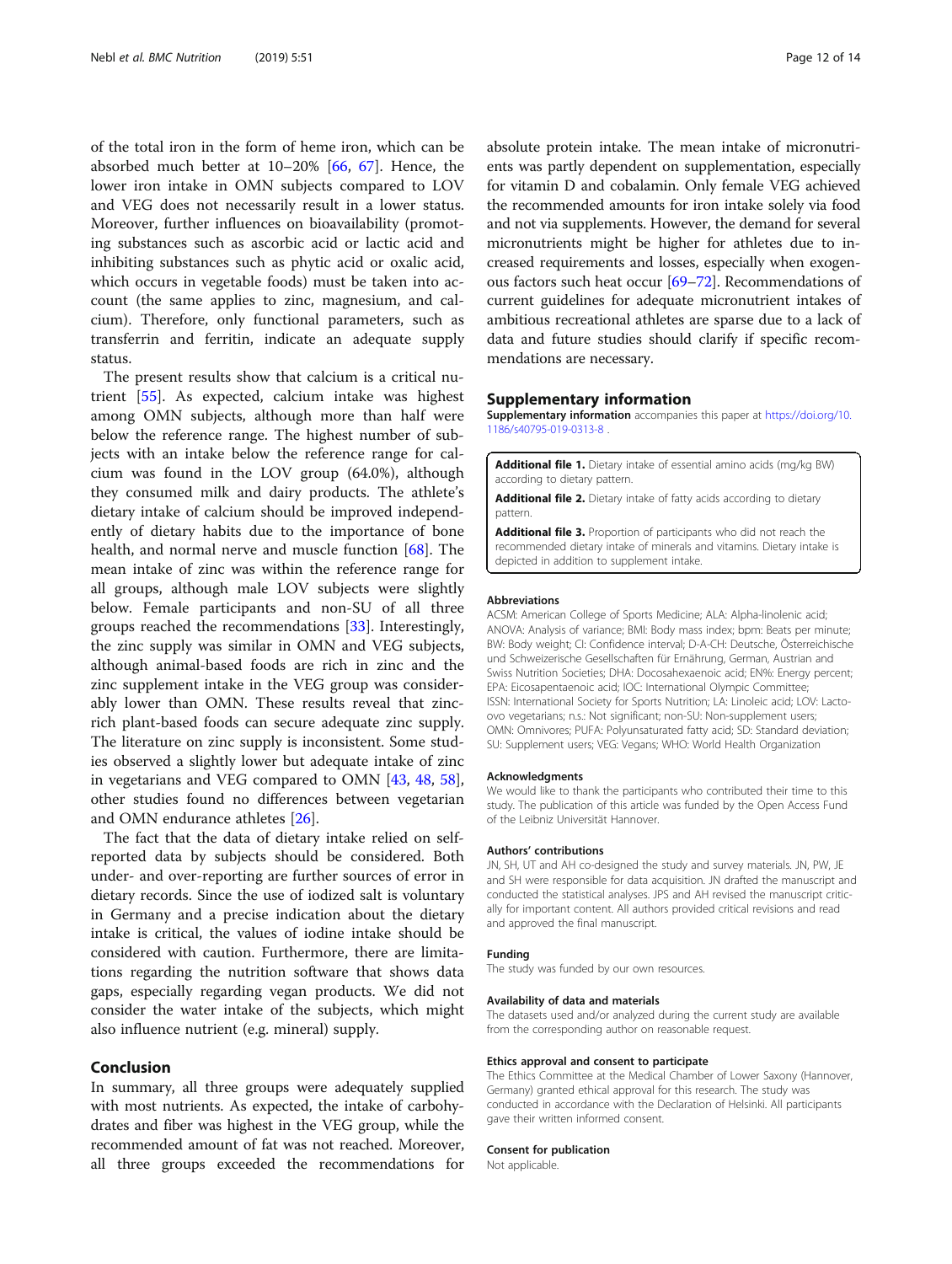of the total iron in the form of heme iron, which can be absorbed much better at 10–20% [66, 67]. Hence, the lower iron intake in OMN subjects compared to LOV and VEG does not necessarily result in a lower status. Moreover, further influences on bioavailability (promoting substances such as ascorbic acid or lactic acid and inhibiting substances such as phytic acid or oxalic acid, which occurs in vegetable foods) must be taken into account (the same applies to zinc, magnesium, and calcium). Therefore, only functional parameters, such as transferrin and ferritin, indicate an adequate supply status.

The present results show that calcium is a critical nutrient [55]. As expected, calcium intake was highest among OMN subjects, although more than half were below the reference range. The highest number of subjects with an intake below the reference range for calcium was found in the LOV group (64.0%), although they consumed milk and dairy products. The athlete's dietary intake of calcium should be improved independently of dietary habits due to the importance of bone health, and normal nerve and muscle function [68]. The mean intake of zinc was within the reference range for all groups, although male LOV subjects were slightly below. Female participants and non-SU of all three groups reached the recommendations [33]. Interestingly, the zinc supply was similar in OMN and VEG subjects, although animal-based foods are rich in zinc and the zinc supplement intake in the VEG group was considerably lower than OMN. These results reveal that zinc-rich plant-based foods can secure adequate zinc supply. The literature on zinc supply is inconsistent. Some studies observed a slightly lower but adequate intake of zinc in vegetarians and VEG compared to OMN [43, 48, 58], other studies found no differences between vegetarian and OMN endurance athletes [26].

The fact that the data of dietary intake relied on self-reported data by subjects should be considered. Both under- and over-reporting are further sources of error in dietary records. Since the use of iodized salt is voluntary in Germany and a precise indication about the dietary intake is critical, the values of iodine intake should be considered with caution. Furthermore, there are limitations regarding the nutrition software that shows data gaps, especially regarding vegan products. We did not consider the water intake of the subjects, which might also influence nutrient (e.g. mineral) supply.

## Conclusion

In summary, all three groups were adequately supplied with most nutrients. As expected, the intake of carbohydrates and fiber was highest in the VEG group, while the recommended amount of fat was not reached. Moreover, all three groups exceeded the recommendations for absolute protein intake. The mean intake of micronutrients was partly dependent on supplementation, especially for vitamin D and cobalamin. Only female VEG achieved the recommended amounts for iron intake solely via food and not via supplements. However, the demand for several micronutrients might be higher for athletes due to increased requirements and losses, especially when exogenous factors such heat occur [69–72]. Recommendations of current guidelines for adequate micronutrient intakes of ambitious recreational athletes are sparse due to a lack of data and future studies should clarify if specific recommendations are necessary.

## Supplementary information

**Supplementary information** accompanies this paper at https://doi.org/10.1186/s40795-019-0313-8 .

**Additional file 1.** Dietary intake of essential amino acids (mg/kg BW) according to dietary pattern.

**Additional file 2.** Dietary intake of fatty acids according to dietary pattern.

**Additional file 3.** Proportion of participants who did not reach the recommended dietary intake of minerals and vitamins. Dietary intake is depicted in addition to supplement intake.

#### Abbreviations

ACSM: American College of Sports Medicine; ALA: Alpha-linolenic acid; ANOVA: Analysis of variance; BMI: Body mass index; bpm: Beats per minute; BW: Body weight; CI: Confidence interval; D-A-CH: Deutsche, Österreichische und Schweizerische Gesellschaften für Ernährung, German, Austrian and Swiss Nutrition Societies; DHA: Docosahexaenoic acid; EN%: Energy percent; EPA: Eicosapentaenoic acid; IOC: International Olympic Committee; ISSN: International Society for Sports Nutrition; LA: Linoleic acid; LOV: Lacto-ovo vegetarians; n.s.: Not significant; non-SU: Non-supplement users; OMN: Omnivores; PUFA: Polyunsaturated fatty acid; SD: Standard deviation; SU: Supplement users; VEG: Vegans; WHO: World Health Organization

#### Acknowledgments

We would like to thank the participants who contributed their time to this study. The publication of this article was funded by the Open Access Fund of the Leibniz Universität Hannover.

#### Authors' contributions

JN, SH, UT and AH co-designed the study and survey materials. JN, PW, JE and SH were responsible for data acquisition. JN drafted the manuscript and conducted the statistical analyses. JPS and AH revised the manuscript critically for important content. All authors provided critical revisions and read and approved the final manuscript.

#### Funding

The study was funded by our own resources.

#### Availability of data and materials

The datasets used and/or analyzed during the current study are available from the corresponding author on reasonable request.

#### Ethics approval and consent to participate

The Ethics Committee at the Medical Chamber of Lower Saxony (Hannover, Germany) granted ethical approval for this research. The study was conducted in accordance with the Declaration of Helsinki. All participants gave their written informed consent.

#### Consent for publication

Not applicable.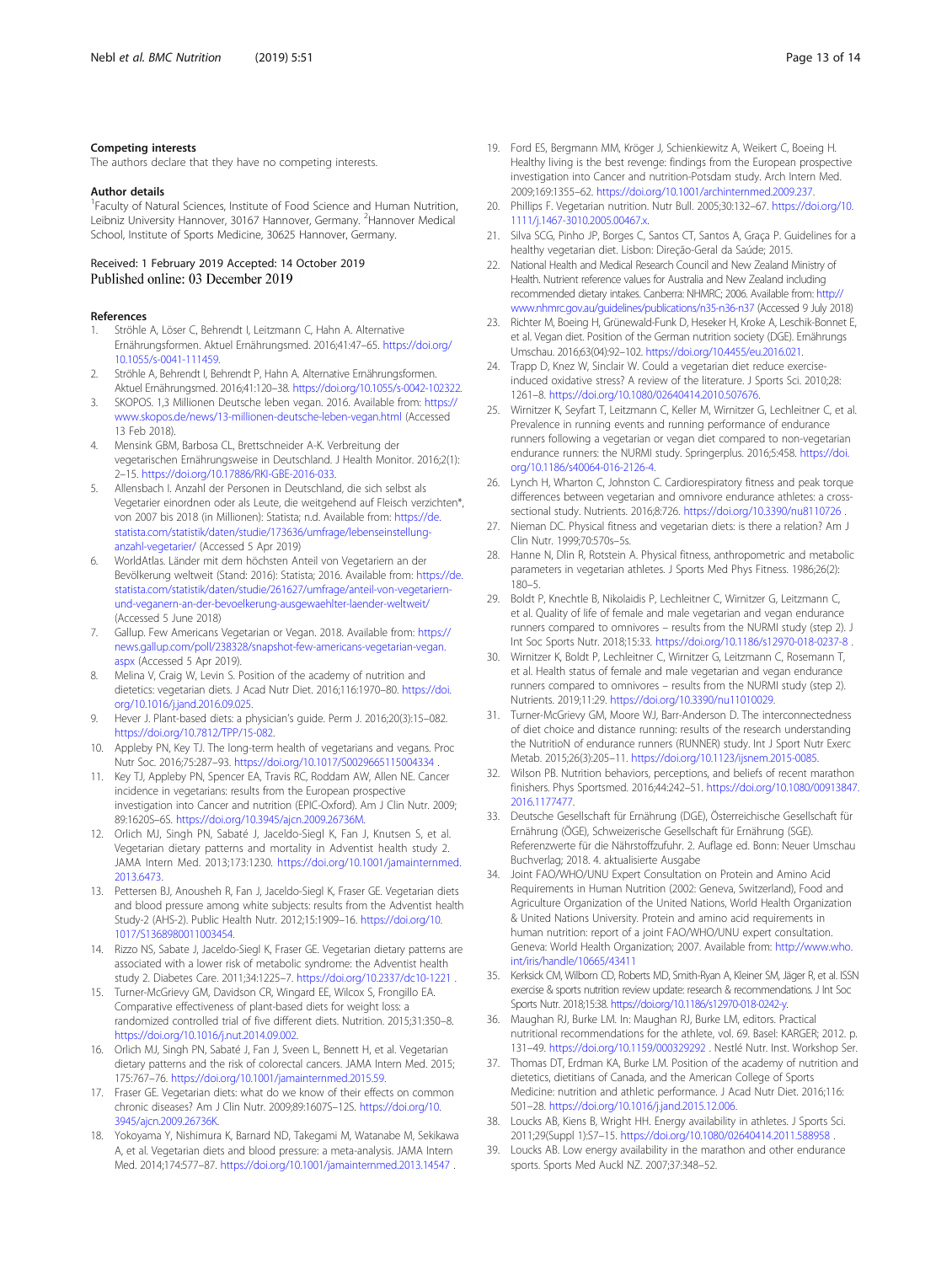#### Competing interests

The authors declare that they have no competing interests.

#### Author details

[1]Faculty of Natural Sciences, Institute of Food Science and Human Nutrition, Leibniz University Hannover, 30167 Hannover, Germany. [2]Hannover Medical School, Institute of Sports Medicine, 30625 Hannover, Germany.

Received: 1 February 2019 Accepted: 14 October 2019
Published online: 03 December 2019

#### References

1. Ströhle A, Löser C, Behrendt I, Leitzmann C, Hahn A. Alternative Ernährungsformen. Aktuel Ernährungsmed. 2016;41:47–65. https://doi.org/10.1055/s-0041-111459.
2. Ströhle A, Behrendt I, Behrendt P, Hahn A. Alternative Ernährungsformen. Aktuel Ernährungsmed. 2016;41:120–38. https://doi.org/10.1055/s-0042-102322.
3. SKOPOS. 1,3 Millionen Deutsche leben vegan. 2016. Available from: https://www.skopos.de/news/13-millionen-deutsche-leben-vegan.html (Accessed 13 Feb 2018).
4. Mensink GBM, Barbosa CL, Brettschneider A-K. Verbreitung der vegetarischen Ernährungsweise in Deutschland. J Health Monitor. 2016;2(1): 2–15. https://doi.org/10.17886/RKI-GBE-2016-033.
5. Allensbach I. Anzahl der Personen in Deutschland, die sich selbst als Vegetarier einordnen oder als Leute, die weitgehend auf Fleisch verzichten*, von 2007 bis 2018 (in Millionen): Statista; n.d. Available from: https://de.statista.com/statistik/daten/studie/173636/umfrage/lebenseinstellung-anzahl-vegetarier/ (Accessed 5 Apr 2019)
6. WorldAtlas. Länder mit dem höchsten Anteil von Vegetariern an der Bevölkerung weltweit (Stand: 2016): Statista; 2016. Available from: https://de.statista.com/statistik/daten/studie/261627/umfrage/anteil-von-vegetariern-und-veganern-an-der-bevoelkerung-ausgewaehlter-laender-weltweit/ (Accessed 5 June 2018)
7. Gallup. Few Americans Vegetarian or Vegan. 2018. Available from: https://news.gallup.com/poll/238328/snapshot-few-americans-vegetarian-vegan.aspx (Accessed 5 Apr 2019).
8. Melina V, Craig W, Levin S. Position of the academy of nutrition and dietetics: vegetarian diets. J Acad Nutr Diet. 2016;116:1970–80. https://doi.org/10.1016/j.jand.2016.09.025.
9. Hever J. Plant-based diets: a physician's guide. Perm J. 2016;20(3):15–082. https://doi.org/10.7812/TPP/15-082.
10. Appleby PN, Key TJ. The long-term health of vegetarians and vegans. Proc Nutr Soc. 2016;75:287–93. https://doi.org/10.1017/S0029665115004334 .
11. Key TJ, Appleby PN, Spencer EA, Travis RC, Roddam AW, Allen NE. Cancer incidence in vegetarians: results from the European prospective investigation into Cancer and nutrition (EPIC-Oxford). Am J Clin Nutr. 2009; 89:1620S–6S. https://doi.org/10.3945/ajcn.2009.26736M.
12. Orlich MJ, Singh PN, Sabaté J, Jaceldo-Siegl K, Fan J, Knutsen S, et al. Vegetarian dietary patterns and mortality in Adventist health study 2. JAMA Intern Med. 2013;173:1230. https://doi.org/10.1001/jamainternmed.2013.6473.
13. Pettersen BJ, Anousheh R, Fan J, Jaceldo-Siegl K, Fraser GE. Vegetarian diets and blood pressure among white subjects: results from the Adventist health Study-2 (AHS-2). Public Health Nutr. 2012;15:1909–16. https://doi.org/10.1017/S1368980011003454.
14. Rizzo NS, Sabate J, Jaceldo-Siegl K, Fraser GE. Vegetarian dietary patterns are associated with a lower risk of metabolic syndrome: the Adventist health study 2. Diabetes Care. 2011;34:1225–7. https://doi.org/10.2337/dc10-1221 .
15. Turner-McGrievy GM, Davidson CR, Wingard EE, Wilcox S, Frongillo EA. Comparative effectiveness of plant-based diets for weight loss: a randomized controlled trial of five different diets. Nutrition. 2015;31:350–8. https://doi.org/10.1016/j.nut.2014.09.002.
16. Orlich MJ, Singh PN, Sabaté J, Fan J, Sveen L, Bennett H, et al. Vegetarian dietary patterns and the risk of colorectal cancers. JAMA Intern Med. 2015; 175:767–76. https://doi.org/10.1001/jamainternmed.2015.59.
17. Fraser GE. Vegetarian diets: what do we know of their effects on common chronic diseases? Am J Clin Nutr. 2009;89:1607S–12S. https://doi.org/10.3945/ajcn.2009.26736K.
18. Yokoyama Y, Nishimura K, Barnard ND, Takegami M, Watanabe M, Sekikawa A, et al. Vegetarian diets and blood pressure: a meta-analysis. JAMA Intern Med. 2014;174:577–87. https://doi.org/10.1001/jamainternmed.2013.14547 .
19. Ford ES, Bergmann MM, Kröger J, Schienkiewitz A, Weikert C, Boeing H. Healthy living is the best revenge: findings from the European prospective investigation into Cancer and nutrition-Potsdam study. Arch Intern Med. 2009;169:1355–62. https://doi.org/10.1001/archinternmed.2009.237.
20. Phillips F. Vegetarian nutrition. Nutr Bull. 2005;30:132–67. https://doi.org/10.1111/j.1467-3010.2005.00467.x.
21. Silva SCG, Pinho JP, Borges C, Santos CT, Santos A, Graça P. Guidelines for a healthy vegetarian diet. Lisbon: Direção-Geral da Saúde; 2015.
22. National Health and Medical Research Council and New Zealand Ministry of Health. Nutrient reference values for Australia and New Zealand including recommended dietary intakes. Canberra: NHMRC; 2006. Available from: http://www.nhmrc.gov.au/guidelines/publications/n35-n36-n37 (Accessed 9 July 2018)
23. Richter M, Boeing H, Grünewald-Funk D, Heseker H, Kroke A, Leschik-Bonnet E, et al. Vegan diet. Position of the German nutrition society (DGE). Ernährungs Umschau. 2016;63(04):92–102. https://doi.org/10.4455/eu.2016.021.
24. Trapp D, Knez W, Sinclair W. Could a vegetarian diet reduce exercise-induced oxidative stress? A review of the literature. J Sports Sci. 2010;28: 1261–8. https://doi.org/10.1080/02640414.2010.507676.
25. Wirnitzer K, Seyfart T, Leitzmann C, Keller M, Wirnitzer G, Lechleitner C, et al. Prevalence in running events and running performance of endurance runners following a vegetarian or vegan diet compared to non-vegetarian endurance runners: the NURMI study. Springerplus. 2016;5:458. https://doi.org/10.1186/s40064-016-2126-4.
26. Lynch H, Wharton C, Johnston C. Cardiorespiratory fitness and peak torque differences between vegetarian and omnivore endurance athletes: a cross-sectional study. Nutrients. 2016;8:726. https://doi.org/10.3390/nu8110726 .
27. Nieman DC. Physical fitness and vegetarian diets: is there a relation? Am J Clin Nutr. 1999;70:570s–5s.
28. Hanne N, Dlin R, Rotstein A. Physical fitness, anthropometric and metabolic parameters in vegetarian athletes. J Sports Med Phys Fitness. 1986;26(2): 180–5.
29. Boldt P, Knechtle B, Nikolaidis P, Lechleitner C, Wirnitzer G, Leitzmann C, et al. Quality of life of female and male vegetarian and vegan endurance runners compared to omnivores – results from the NURMI study (step 2). J Int Soc Sports Nutr. 2018;15:33. https://doi.org/10.1186/s12970-018-0237-8 .
30. Wirnitzer K, Boldt P, Lechleitner C, Wirnitzer G, Leitzmann C, Rosemann T, et al. Health status of female and male vegetarian and vegan endurance runners compared to omnivores – results from the NURMI study (step 2). Nutrients. 2019;11:29. https://doi.org/10.3390/nu11010029.
31. Turner-McGrievy GM, Moore WJ, Barr-Anderson D. The interconnectedness of diet choice and distance running: results of the research understanding the NutritioN of endurance runners (RUNNER) study. Int J Sport Nutr Exerc Metab. 2015;26(3):205–11. https://doi.org/10.1123/ijsnem.2015-0085.
32. Wilson PB. Nutrition behaviors, perceptions, and beliefs of recent marathon finishers. Phys Sportsmed. 2016;44:242–51. https://doi.org/10.1080/00913847.2016.1177477.
33. Deutsche Gesellschaft für Ernährung (DGE), Österreichische Gesellschaft für Ernährung (ÖGE), Schweizerische Gesellschaft für Ernährung (SGE). Referenzwerte für die Nährstoffzufuhr. 2. Auflage ed. Bonn: Neuer Umschau Buchverlag; 2018. 4. aktualisierte Ausgabe
34. Joint FAO/WHO/UNU Expert Consultation on Protein and Amino Acid Requirements in Human Nutrition (2002: Geneva, Switzerland), Food and Agriculture Organization of the United Nations, World Health Organization & United Nations University. Protein and amino acid requirements in human nutrition: report of a joint FAO/WHO/UNU expert consultation. Geneva: World Health Organization; 2007. Available from: http://www.who.int/iris/handle/10665/43411
35. Kerksick CM, Wilborn CD, Roberts MD, Smith-Ryan A, Kleiner SM, Jäger R, et al. ISSN exercise & sports nutrition review update: research & recommendations. J Int Soc Sports Nutr. 2018;15:38. https://doi.org/10.1186/s12970-018-0242-y.
36. Maughan RJ, Burke LM. In: Maughan RJ, Burke LM, editors. Practical nutritional recommendations for the athlete, vol. 69. Basel: KARGER; 2012. p. 131–49. https://doi.org/10.1159/000329292 . Nestlé Nutr. Inst. Workshop Ser.
37. Thomas DT, Erdman KA, Burke LM. Position of the academy of nutrition and dietetics, dietitians of Canada, and the American College of Sports Medicine: nutrition and athletic performance. J Acad Nutr Diet. 2016;116: 501–28. https://doi.org/10.1016/j.jand.2015.12.006.
38. Loucks AB, Kiens B, Wright HH. Energy availability in athletes. J Sports Sci. 2011;29(Suppl 1):S7–15. https://doi.org/10.1080/02640414.2011.588958 .
39. Loucks AB. Low energy availability in the marathon and other endurance sports. Sports Med Auckl NZ. 2007;37:348–52.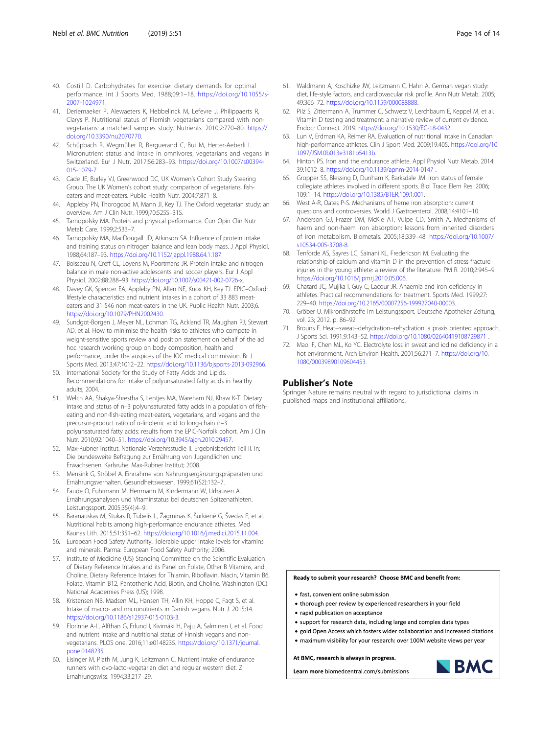40. Costill D. Carbohydrates for exercise: dietary demands for optimal performance. Int J Sports Med. 1988;09:1–18. https://doi.org/10.1055/s-2007-1024971.
41. Deriemaeker P, Alewaeters K, Hebbelinck M, Lefevre J, Philippaerts R, Clarys P. Nutritional status of Flemish vegetarians compared with non-vegetarians: a matched samples study. Nutrients. 2010;2:770–80. https://doi.org/10.3390/nu2070770.
42. Schüpbach R, Wegmüller R, Berguerand C, Bui M, Herter-Aeberli I. Micronutrient status and intake in omnivores, vegetarians and vegans in Switzerland. Eur J Nutr. 2017;56:283–93. https://doi.org/10.1007/s00394-015-1079-7.
43. Cade JE, Burley VJ, Greenwood DC, UK Women's Cohort Study Steering Group. The UK Women's cohort study: comparison of vegetarians, fish-eaters and meat-eaters. Public Health Nutr. 2004;7:871–8.
44. Appleby PN, Thorogood M, Mann JI, Key TJ. The Oxford vegetarian study: an overview. Am J Clin Nutr. 1999;70:525S–31S.
45. Tarnopolsky MA. Protein and physical performance. Curr Opin Clin Nutr Metab Care. 1999;2:533–7.
46. Tarnopolsky MA, MacDougall JD, Atkinson SA. Influence of protein intake and training status on nitrogen balance and lean body mass. J Appl Physiol. 1988;64:187–93. https://doi.org/10.1152/jappl.1988.64.1.187.
47. Boisseau N, Creff CL, Loyens M, Poortmans JR. Protein intake and nitrogen balance in male non-active adolescents and soccer players. Eur J Appl Physiol. 2002;88:288–93. https://doi.org/10.1007/s00421-002-0726-x.
48. Davey GK, Spencer EA, Appleby PN, Allen NE, Knox KH, Key TJ. EPIC–Oxford: lifestyle characteristics and nutrient intakes in a cohort of 33 883 meat-eaters and 31 546 non meat-eaters in the UK. Public Health Nutr. 2003;6. https://doi.org/10.1079/PHN2002430.
49. Sundgot-Borgen J, Meyer NL, Lohman TG, Ackland TR, Maughan RJ, Stewart AD, et al. How to minimise the health risks to athletes who compete in weight-sensitive sports review and position statement on behalf of the ad hoc research working group on body composition, health and performance, under the auspices of the IOC medical commission. Br J Sports Med. 2013;47:1012–22. https://doi.org/10.1136/bjsports-2013-092966.
50. International Society for the Study of Fatty Acids and Lipids. Recommendations for intake of polyunsaturated fatty acids in healthy adults, 2004.
51. Welch AA, Shakya-Shrestha S, Lentjes MA, Wareham NJ, Khaw K-T. Dietary intake and status of n–3 polyunsaturated fatty acids in a population of fish-eating and non-fish-eating meat-eaters, vegetarians, and vegans and the precursor-product ratio of α-linolenic acid to long-chain n–3 polyunsaturated fatty acids: results from the EPIC-Norfolk cohort. Am J Clin Nutr. 2010;92:1040–51. https://doi.org/10.3945/ajcn.2010.29457.
52. Max-Rubner Institut. Nationale Verzehrsstudie II. Ergebnisbericht Teil II. In: Die bundesweite Befragung zur Ernährung von Jugendlichen und Erwachsenen. Karlsruhe: Max-Rubner Institut; 2008.
53. Mensink G, Ströbel A. Einnahme von Nahrungsergänzungspräparaten und Ernährungsverhalten. Gesundheitswesen. 1999;61(S2):132–7.
54. Faude O, Fuhrmann M, Herrmann M, Kindermann W, Urhausen A. Ernährungsanalysen und Vitaminstatus bei deutschen Spitzenathleten. Leistungssport. 2005;35(4):4–9.
55. Baranauskas M, Stukas R, Tubelis L, Žagminas K, Šurkienė G, Švedas E, et al. Nutritional habits among high-performance endurance athletes. Med Kaunas Lith. 2015;51:351–62. https://doi.org/10.1016/j.medici.2015.11.004.
56. European Food Safety Authority. Tolerable upper intake levels for vitamins and minerals. Parma: European Food Safety Authority; 2006.
57. Institute of Medicine (US) Standing Committee on the Scientific Evaluation of Dietary Reference Intakes and its Panel on Folate, Other B Vitamins, and Choline. Dietary Reference Intakes for Thiamin, Riboflavin, Niacin, Vitamin B6, Folate, Vitamin B12, Pantothenic Acid, Biotin, and Choline. Washington (DC): National Academies Press (US); 1998.
58. Kristensen NB, Madsen ML, Hansen TH, Allin KH, Hoppe C, Fagt S, et al. Intake of macro- and micronutrients in Danish vegans. Nutr J. 2015;14. https://doi.org/10.1186/s12937-015-0103-3.
59. Elorinne A-L, Alfthan G, Erlund I, Kivimäki H, Paju A, Salminen I, et al. Food and nutrient intake and nutritional status of Finnish vegans and non-vegetarians. PLOS one. 2016;11:e0148235. https://doi.org/10.1371/journal.pone.0148235.
60. Eisinger M, Plath M, Jung K, Leitzmann C. Nutrient intake of endurance runners with ovo-lacto-vegetarian diet and regular western diet. Z Ernahrungswiss. 1994;33:217–29.
61. Waldmann A, Koschizke JW, Leitzmann C, Hahn A. German vegan study: diet, life-style factors, and cardiovascular risk profile. Ann Nutr Metab. 2005;49:366–72. https://doi.org/10.1159/000088888.
62. Pilz S, Zittermann A, Trummer C, Schwetz V, Lerchbaum E, Keppel M, et al. Vitamin D testing and treatment: a narrative review of current evidence. Endocr Connect. 2019. https://doi.org/10.1530/EC-18-0432.
63. Lun V, Erdman KA, Reimer RA. Evaluation of nutritional intake in Canadian high-performance athletes. Clin J Sport Med. 2009;19:405. https://doi.org/10.1097/JSM.0b013e3181b5413b.
64. Hinton PS. Iron and the endurance athlete. Appl Physiol Nutr Metab. 2014;39:1012–8. https://doi.org/10.1139/apnm-2014-0147 .
65. Gropper SS, Blessing D, Dunham K, Barksdale JM. Iron status of female collegiate athletes involved in different sports. Biol Trace Elem Res. 2006;109:1–14. https://doi.org/10.1385/BTER:109:1:001.
66. West A-R, Oates P-S. Mechanisms of heme iron absorption: current questions and controversies. World J Gastroenterol. 2008;14:4101–10.
67. Anderson GJ, Frazer DM, McKie AT, Vulpe CD, Smith A. Mechanisms of haem and non-haem iron absorption: lessons from inherited disorders of iron metabolism. Biometals. 2005;18:339–48. https://doi.org/10.1007/s10534-005-3708-8.
68. Tenforde AS, Sayres LC, Sainani KL, Fredericson M. Evaluating the relationship of calcium and vitamin D in the prevention of stress fracture injuries in the young athlete: a review of the literature. PM R. 2010;2:945–9. https://doi.org/10.1016/j.pmrj.2010.05.006.
69. Chatard JC, Mujika I, Guy C, Lacour JR. Anaemia and iron deficiency in athletes. Practical recommendations for treatment. Sports Med. 1999;27:229–40. https://doi.org/10.2165/00007256-199927040-00003.
70. Gröber U. Mikronährstoffe im Leistungssport. Deutsche Apotheker Zeitung, vol. 23; 2012. p. 86–92.
71. Brouns F. Heat--sweat--dehydration--rehydration: a praxis oriented approach. J Sports Sci. 1991;9:143–52. https://doi.org/10.1080/02640419108729871 .
72. Mao IF, Chen ML, Ko YC. Electrolyte loss in sweat and iodine deficiency in a hot environment. Arch Environ Health. 2001;56:271–7. https://doi.org/10.1080/00039890109604453.

## Publisher's Note

Springer Nature remains neutral with regard to jurisdictional claims in published maps and institutional affiliations.

**Ready to submit your research? Choose BMC and benefit from:**

- fast, convenient online submission
- thorough peer review by experienced researchers in your field
- rapid publication on acceptance
- support for research data, including large and complex data types
- gold Open Access which fosters wider collaboration and increased citations
- maximum visibility for your research: over 100M website views per year

**At BMC, research is always in progress.**

**Learn more** biomedcentral.com/submissions

BMC